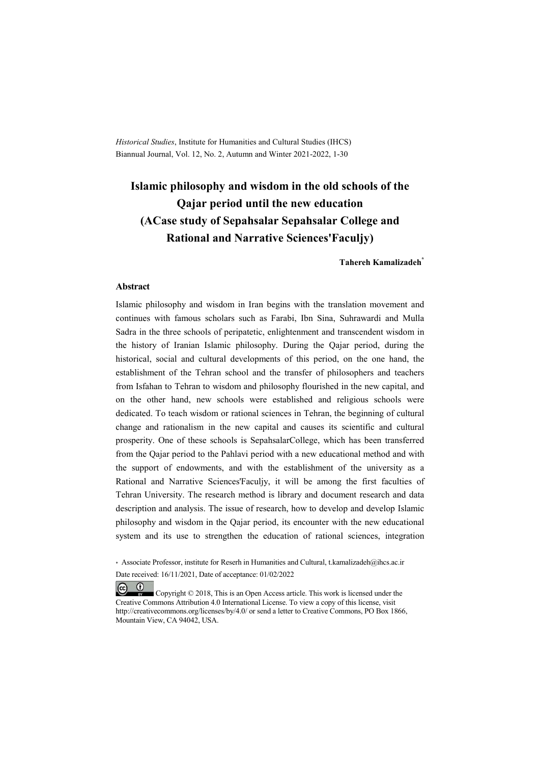*Historical Studies*, Institute for Humanities and Cultural Studies (IHCS)
Biannual Journal, Vol. 12, No. 2, Autumn and Winter 2021-2022, 1-30

# Islamic philosophy and wisdom in the old schools of the Qajar period until the new education (ACase study of Sepahsalar Sepahsalar College and Rational and Narrative Sciences'Faculjy)

**Tahereh Kamalizadeh***

## Abstract

Islamic philosophy and wisdom in Iran begins with the translation movement and continues with famous scholars such as Farabi, Ibn Sina, Suhrawardi and Mulla Sadra in the three schools of peripatetic, enlightenment and transcendent wisdom in the history of Iranian Islamic philosophy. During the Qajar period, during the historical, social and cultural developments of this period, on the one hand, the establishment of the Tehran school and the transfer of philosophers and teachers from Isfahan to Tehran to wisdom and philosophy flourished in the new capital, and on the other hand, new schools were established and religious schools were dedicated. To teach wisdom or rational sciences in Tehran, the beginning of cultural change and rationalism in the new capital and causes its scientific and cultural prosperity. One of these schools is SepahsalarCollege, which has been transferred from the Qajar period to the Pahlavi period with a new educational method and with the support of endowments, and with the establishment of the university as a Rational and Narrative Sciences'Faculjy, it will be among the first faculties of Tehran University. The research method is library and document research and data description and analysis. The issue of research, how to develop and develop Islamic philosophy and wisdom in the Qajar period, its encounter with the new educational system and its use to strengthen the education of rational sciences, integration

\* Associate Professor, institute for Reserh in Humanities and Cultural, t.kamalizadeh@ihcs.ac.ir
Date received: 16/11/2021, Date of acceptance: 01/02/2022

Copyright © 2018, This is an Open Access article. This work is licensed under the Creative Commons Attribution 4.0 International License. To view a copy of this license, visit http://creativecommons.org/licenses/by/4.0/ or send a letter to Creative Commons, PO Box 1866, Mountain View, CA 94042, USA.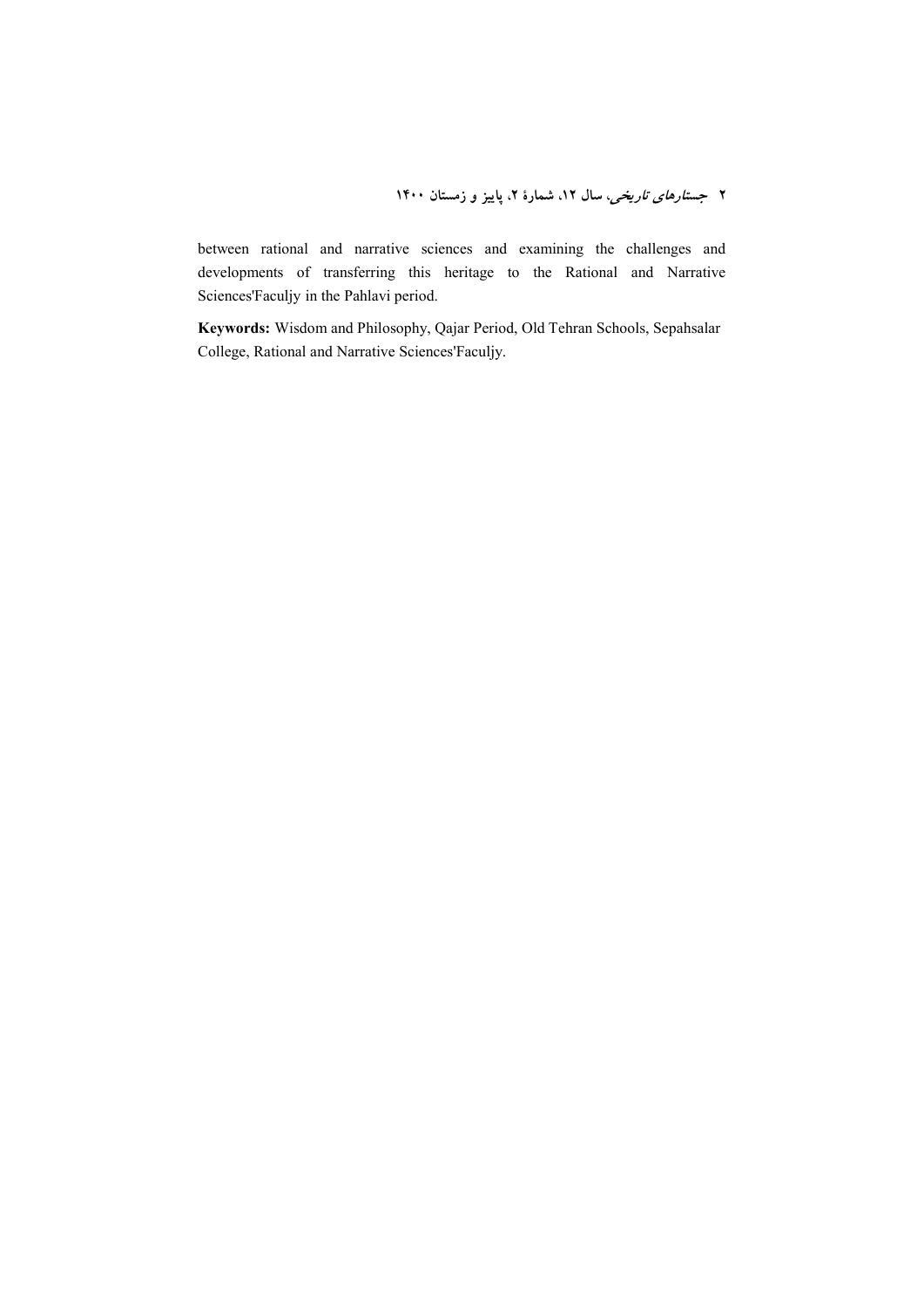between rational and narrative sciences and examining the challenges and developments of transferring this heritage to the Rational and Narrative Sciences'Faculjy in the Pahlavi period.

**Keywords:** Wisdom and Philosophy, Qajar Period, Old Tehran Schools, Sepahsalar College, Rational and Narrative Sciences'Faculjy.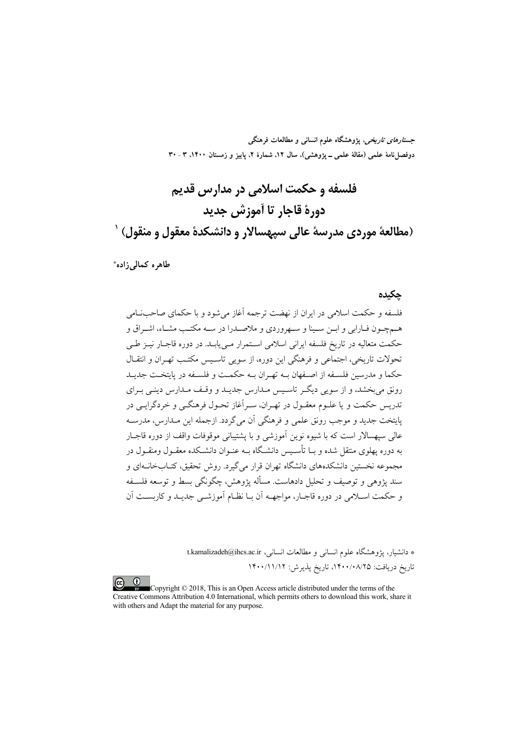# فلسفه و حکمت اسلامی در مدارس قدیم دورهٔ قاجار تا آموزش جدید (مطالعهٔ موردی مدرسهٔ عالی سپهسالار و دانشکدهٔ معقول و منقول) [1]

**طاهره کمالی‌زاده***

## چکیده

فلسفه و حکمت اسلامی در ایران از نهضت ترجمه آغاز می‌شود و با حکمای صاحب‌نامی هم‌چون فارابی و ابن سینا و سهروردی و ملاصدرا در سه مکتب مشاء، اشراق و حکمت متعالیه در تاریخ فلسفه ایرانی اسلامی استمرار می‌یابد. در دوره قاجار نیز طی تحولات تاریخی، اجتماعی و فرهنگی این دوره، از سویی تاسیس مکتب تهران و انتقال حکما و مدرسین فلسفه از اصفهان به تهران به حکمت و فلسفه در پایتخت جدید رونق می‌بخشد، و از سویی دیگر تاسیس مدارس جدید و وقف مدارس دینی برای تدریس حکمت و یا علوم معقول در تهران، سرآغاز تحول فرهنگی و خردگرایی در پایتخت جدید و موجب رونق علمی و فرهنگی آن می‌گردد. ازجمله این مدارس، مدرسه عالی سپهسالار است که با شیوه نوین آموزشی و با پشتیبانی موقوفات واقف از دوره قاجار به دوره پهلوی منتقل شده و با تأسیس دانشگاه به عنوان دانشکده معقول ومنقول در مجموعه نخستین دانشکده‌های دانشگاه تهران قرار می‌گیرد. روش تحقیق، کتاب‌خانه‌ای و سند پژوهی و توصیف و تحلیل دادهاست. مسأله پژوهش، چگونگی بسط و توسعه فلسفه و حکمت اسلامی در دوره قاجار، مواجهه آن با نظام آموزشی جدید و کاربست آن

---

* دانشیار، پژوهشگاه علوم انسانی و مطالعات انسانی، t.kamalizadeh@ihcs.ac.ir

تاریخ دریافت: ۱۴۰۰/۰۸/۲۵، تاریخ پذیرش: ۱۴۰۰/۱۱/۱۲

Copyright © 2018, This is an Open Access article distributed under the terms of the Creative Commons Attribution 4.0 International, which permits others to download this work, share it with others and Adapt the material for any purpose.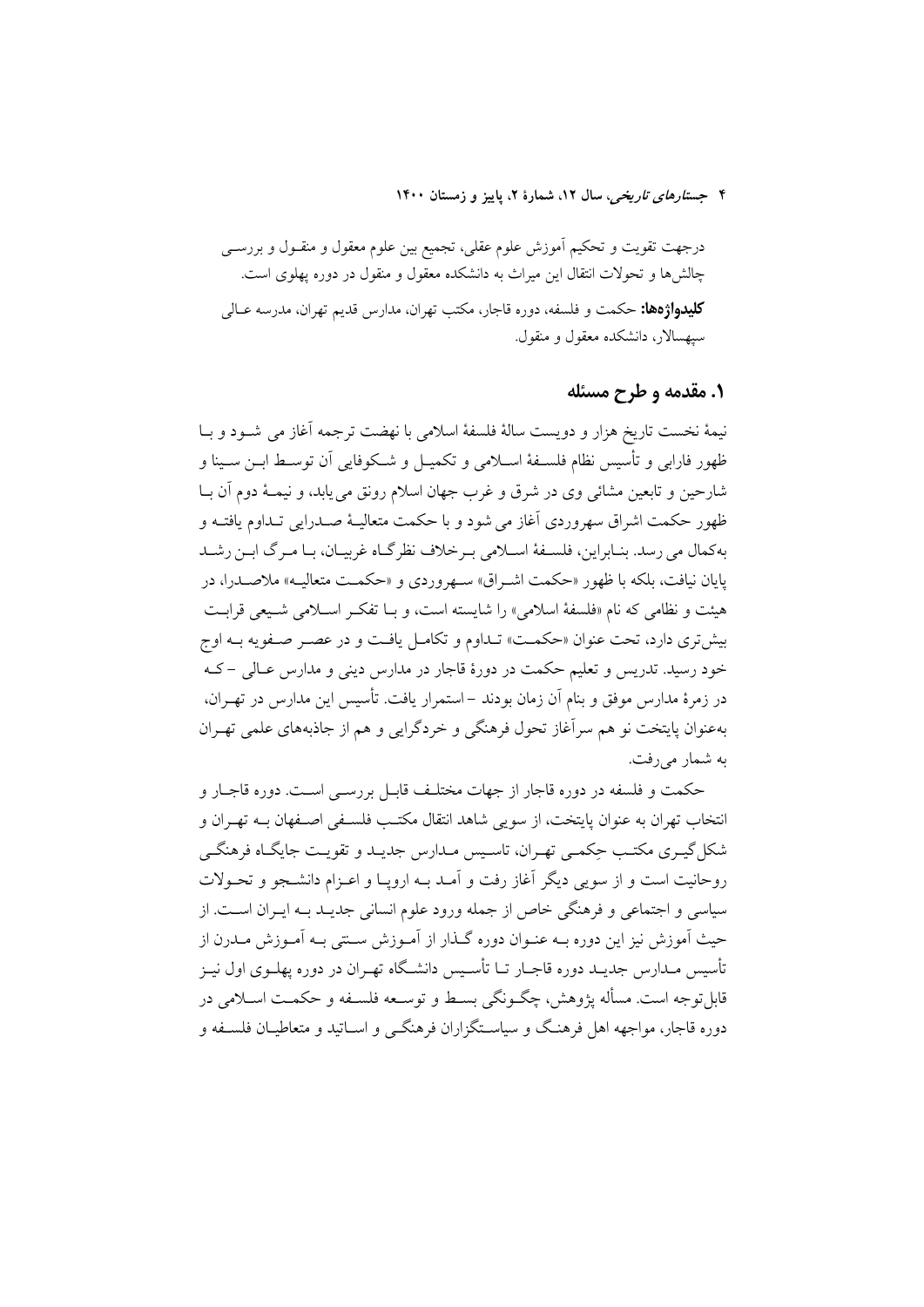درجهت تقویت و تحکیم آموزش علوم عقلی، تجمیع بین علوم معقول و منقول و بررسی چالش‌ها و تحولات انتقال این میراث به دانشکده معقول و منقول در دوره پهلوی است.

**کلیدواژه‌ها:** حکمت و فلسفه، دوره قاجار، مکتب تهران، مدارس قدیم تهران، مدرسه عالی سپهسالار، دانشکده معقول و منقول.

## ۱. مقدمه و طرح مسئله

نیمهٔ نخست تاریخ هزار و دویست سالهٔ فلسفهٔ اسلامی با نهضت ترجمه آغاز می شود و با ظهور فارابی و تأسیس نظام فلسفهٔ اسلامی و تکمیل و شکوفایی آن توسط ابن سینا و شارحین و تابعین مشائی وی در شرق و غرب جهان اسلام رونق می‌یابد، و نیمهٔ دوم آن با ظهور حکمت اشراق سهروردی آغاز می شود و با حکمت متعالیهٔ صدرایی تداوم یافته و به‌کمال می رسد. بنابراین، فلسفهٔ اسلامی برخلاف نظرگاه غربیان، با مرگ ابن رشد پایان نیافت، بلکه با ظهور «حکمت اشراق» سهروردی و «حکمت متعالیه» ملاصدرا، در هیئت و نظامی که نام «فلسفهٔ اسلامی» را شایسته است، و با تفکر اسلامی شیعی قرابت بیش‌تری دارد، تحت عنوان «حکمت» تداوم و تکامل یافت و در عصر صفویه به اوج خود رسید. تدریس و تعلیم حکمت در دورهٔ قاجار در مدارس دینی و مدارس عالی –که در زمرهٔ مدارس موفق و بنام آن زمان بودند– استمرار یافت. تأسیس این مدارس در تهران، به‌عنوان پایتخت نو هم سرآغاز تحول فرهنگی و خردگرایی و هم از جاذبه‌های علمی تهران به شمار می‌رفت.

حکمت و فلسفه در دوره قاجار از جهات مختلف قابل بررسی است. دوره قاجار و انتخاب تهران به عنوان پایتخت، از سویی شاهد انتقال مکتب فلسفی اصفهان به تهران و شکل‌گیری مکتب حِکمی تهران، تاسیس مدارس جدید و تقویت جایگاه فرهنگی روحانیت است و از سویی دیگر آغاز رفت و آمد به اروپا و اعزام دانشجو و تحولات سیاسی و اجتماعی و فرهنگی خاص از جمله ورود علوم انسانی جدید به ایران است. از حیث آموزش نیز این دوره به عنوان دوره گذار از آموزش سنتی به آموزش مدرن از تأسیس مدارس جدید دوره قاجار تا تأسیس دانشگاه تهران در دوره پهلوی اول نیز قابل‌توجه است. مسأله پژوهش، چگونگی بسط و توسعه فلسفه و حکمت اسلامی در دوره قاجار، مواجهه اهل فرهنگ و سیاستگزاران فرهنگی و اساتید و متعاطیان فلسفه و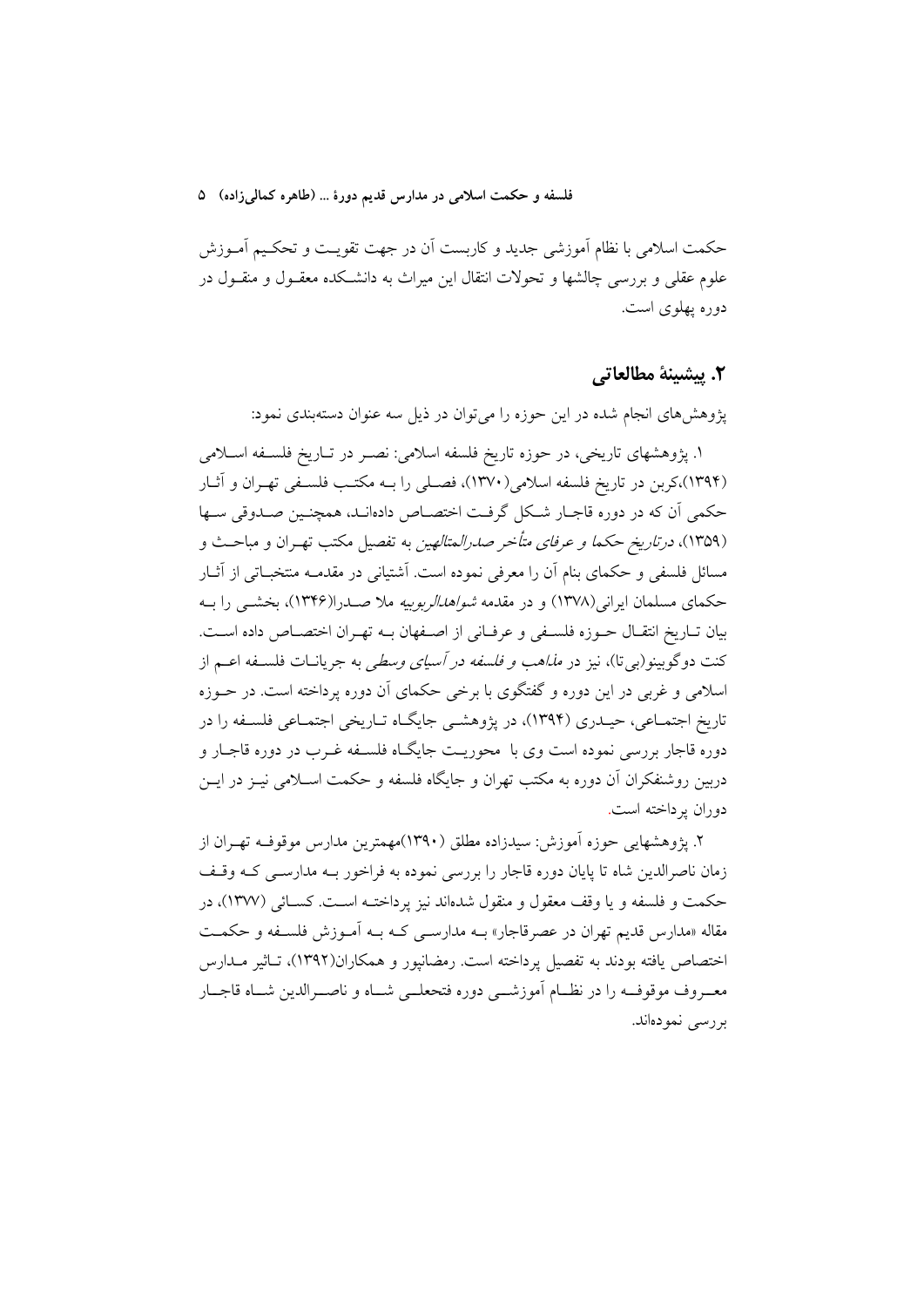حکمت اسلامی با نظام آموزشی جدید و کاربست آن در جهت تقویت و تحکیم آموزش علوم عقلی و بررسی چالشها و تحولات انتقال این میراث به دانشکده معقول و منقول در دوره پهلوی است.

## ۲. پیشینهٔ مطالعاتی

پژوهش‌های انجام شده در این حوزه را می‌توان در ذیل سه عنوان دسته‌بندی نمود:

۱. پژوهشهای تاریخی، در حوزه تاریخ فلسفه اسلامی: نصر در تاریخ فلسفه اسلامی (۱۳۹۴)،کربن در تاریخ فلسفه اسلامی(۱۳۷۰)، فصلی را بـه مکتب فلسفی تهران و آثار حکمی آن که در دوره قاجار شکل گرفت اختصاص داده‌اند، همچنین صدوقی سها (۱۳۵۹)، در *تاریخ حکما و عرفای متأخر صدرالمتالهین* به تفصیل مکتب تهران و مباحث و مسائل فلسفی و حکمای بنام آن را معرفی نموده است. آشتیانی در مقدمه منتخباتی از آثار حکمای مسلمان ایرانی(۱۳۷۸) و در مقدمه *شواهدالربوبیه* ملا صدرا(۱۳۴۶)، بخشی را به بیان تاریخ انتقال حوزه فلسفی و عرفانی از اصفهان به تهران اختصاص داده است. کنت دوگوبینو(بی تا)، نیز در *مذاهب و فلسفه در آسیای وسطی* به جریانات فلسفه اعم از اسلامی و غربی در این دوره و گفتگوی با برخی حکمای آن دوره پرداخته است. در حوزه تاریخ اجتماعی، حیدری (۱۳۹۴)، در پژوهشی جایگاه تاریخی اجتماعی فلسفه را در دوره قاجار بررسی نموده است وی با محوریت جایگاه فلسفه غرب در دوره قاجار و دربین روشنفکران آن دوره به مکتب تهران و جایگاه فلسفه و حکمت اسلامی نیز در این دوران پرداخته است.

۲. پژوهشهایی حوزه آموزش: سیدزاده مطلق (۱۳۹۰)مهمترین مدارس موقوفه تهران از زمان ناصرالدین شاه تا پایان دوره قاجار را بررسی نموده به فراخور به مدارسی که وقف حکمت و فلسفه و یا وقف معقول و منقول شده‌اند نیز پرداخته است. کسائی (۱۳۷۷)، در مقاله «مدارس قدیم تهران در عصرقاجار» به مدارسی که به آموزش فلسفه و حکمت اختصاص یافته بودند به تفصیل پرداخته است. رمضانپور و همکاران(۱۳۹۲)، تاثیر مدارس معروف موقوفه را در نظام آموزشی دوره فتحعلی شاه و ناصرالدین شاه قاجار بررسی نموده‌اند.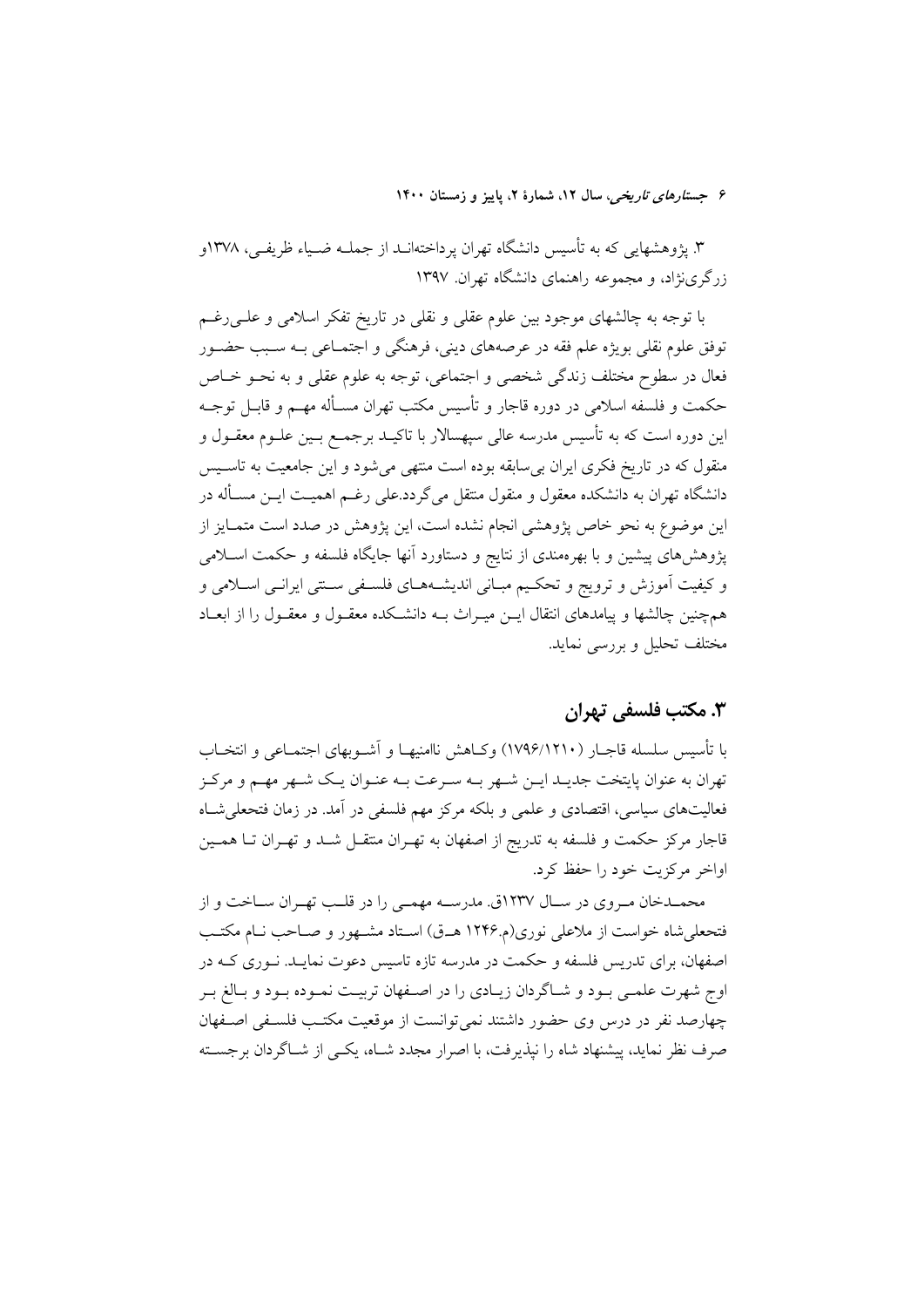۳. پژوهشهایی که به تأسیس دانشگاه تهران پرداختهاند از جمله ضیاء ظریفی، ۱۳۷۸و زرگری‌نژاد، و مجموعه راهنمای دانشگاه تهران. ۱۳۹۷

با توجه به چالشهای موجود بین علوم عقلی و نقلی در تاریخ تفکر اسلامی و علی‌رغم توفق علوم نقلی بویژه علم فقه در عرصه‌های دینی، فرهنگی و اجتماعی به سبب حضور فعال در سطوح مختلف زندگی شخصی و اجتماعی، توجه به علوم عقلی و به نحو خاص حکمت و فلسفه اسلامی در دوره قاجار و تأسیس مکتب تهران مسأله مهم و قابل توجه این دوره است که به تأسیس مدرسه عالی سپهسالار با تاکید برجمع بین علوم معقول و منقول که در تاریخ فکری ایران بی‌سابقه بوده است منتهی می‌شود و این جامعیت به تاسیس دانشگاه تهران به دانشکده معقول و منقول منتقل می‌گردد.علی رغم اهمیت این مسأله در این موضوع به نحو خاص پژوهشی انجام نشده است، این پژوهش در صدد است متمایز از پژوهش‌های پیشین و با بهره‌مندی از نتایج و دستاورد آنها جایگاه فلسفه و حکمت اسلامی و کیفیت آموزش و ترویج و تحکیم مبانی اندیشه‌های فلسفی سنتی ایرانی اسلامی و همچنین چالشها و پیامدهای انتقال این میراث به دانشکده معقول و معقول را از ابعاد مختلف تحلیل و بررسی نماید.

## ۳. مکتب فلسفی تهران

با تأسیس سلسله قاجار (۱۷۹۶/۱۲۱۰) وکاهش ناامنیها و آشوبهای اجتماعی و انتخاب تهران به عنوان پایتخت جدید این شهر به سرعت به عنوان یک شهر مهم و مرکز فعالیت‌های سیاسی، اقتصادی و علمی و بلکه مرکز مهم فلسفی در آمد. در زمان فتحعلی‌شاه قاجار مرکز حکمت و فلسفه به تدریج از اصفهان به تهران منتقل شد و تهران تا همین اواخر مرکزیت خود را حفظ کرد.

محمدخان مروی در سال ۱۲۳۷ق. مدرسه مهمی را در قلب تهران ساخت و از فتحعلی‌شاه خواست از ملاعلی نوری(م.۱۲۴۶ هـق) استاد مشهور و صاحب نام مکتب اصفهان، برای تدریس فلسفه و حکمت در مدرسه تازه تاسیس دعوت نماید. نوری که در اوج شهرت علمی بود و شاگردان زیادی را در اصفهان تربیت نموده بود و بالغ بر چهارصد نفر در درس وی حضور داشتند نمی‌توانست از موقعیت مکتب فلسفی اصفهان صرف نظر نماید، پیشنهاد شاه را نپذیرفت، با اصرار مجدد شاه، یکی از شاگردان برجسته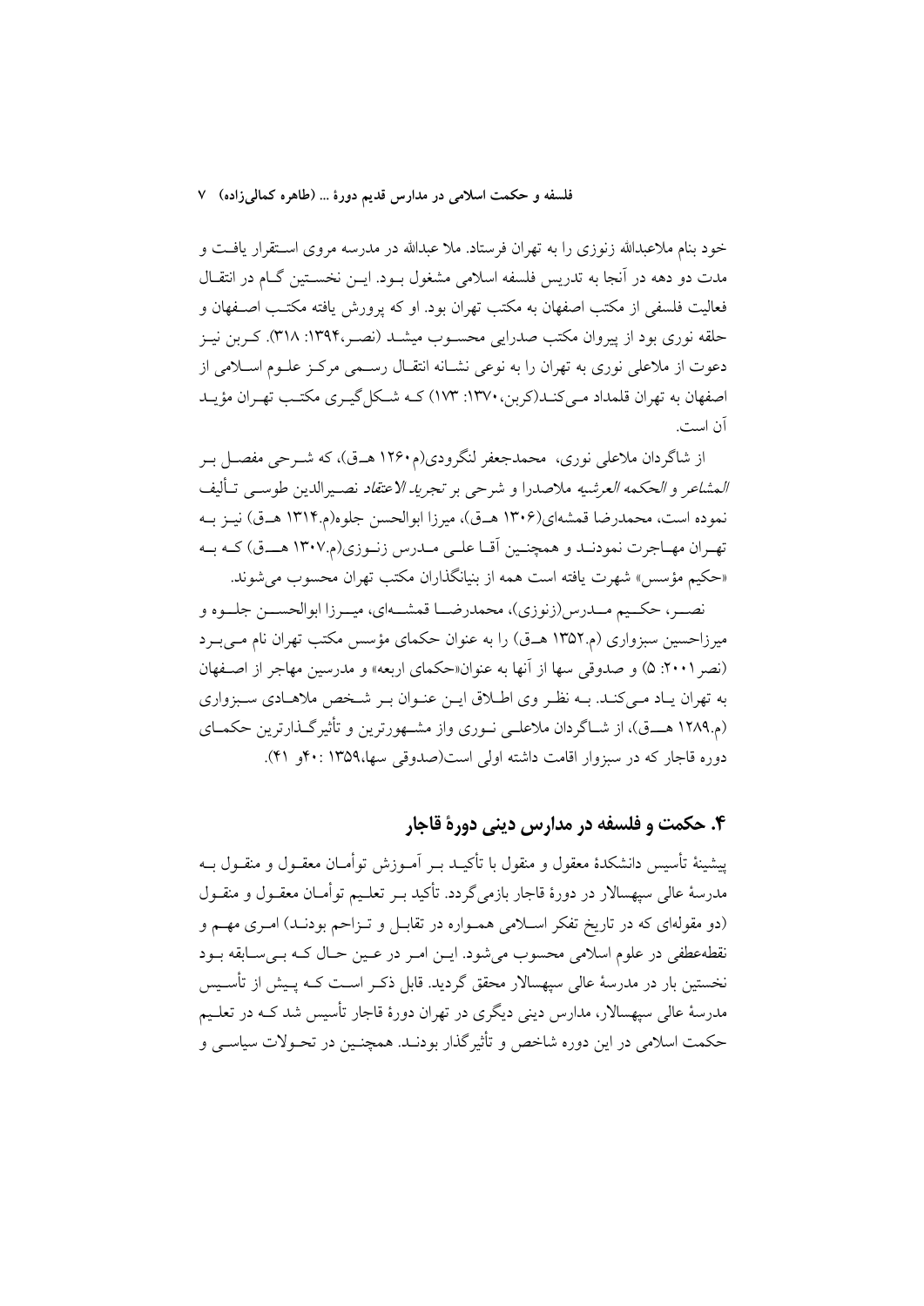خود بنام ملاعبدالله زنوزی را به تهران فرستاد. ملا عبدالله در مدرسه مروی استقرار یافت و مدت دو دهه در آنجا به تدریس فلسفه اسلامی مشغول بود. این نخستین گام در انتقال فعالیت فلسفی از مکتب اصفهان به مکتب تهران بود. او که پرورش یافته مکتب اصفهان و حلقه نوری بود از پیروان مکتب صدرایی محسوب میشد (نصر،۱۳۹۴: ۳۱۸). کربن نیز دعوت از ملاعلی نوری به تهران را به نوعی نشانه انتقال رسمی مرکز علوم اسلامی از اصفهان به تهران قلمداد می‌کند(کربن،۱۳۷۰: ۱۷۳) که شکل‌گیری مکتب تهران مؤید آن است.

از شاگردان ملاعلی نوری، محمدجعفر لنگرودی(م۱۲۶۰ هـق)، که شرحی مفصل بر *المشاعر* و *الحکمه العرشیه* ملاصدرا و شرحی بر *تجرید الاعتقاد* نصیرالدین طوسی تألیف نموده است، محمدرضا قمشه‌ای(۱۳۰۶ هـق)، میرزا ابوالحسن جلوه(م.۱۳۱۴ هـق) نیز به تهران مهاجرت نمودند و همچنین آقا علی مدرس زنوزی(م.۱۳۰۷ هـق) که به «حکیم مؤسس» شهرت یافته است همه از بنیانگذاران مکتب تهران محسوب می‌شوند.

نصر، حکیم مدرس(زنوزی)، محمدرضا قمشه‌ای، میرزا ابوالحسن جلوه و میرزاحسین سبزواری (م.۱۳۵۲ هـق) را به عنوان حکمای مؤسس مکتب تهران نام می‌برد (نصر۲۰۰۱: ۵) و صدوقی سها از آنها به عنوان«حکمای اربعه» و مدرسین مهاجر از اصفهان به تهران یاد می‌کند. به نظر وی اطلاق این عنوان بر شخص ملاهادی سبزواری (م.۱۲۸۹ هـق)، از شاگردان ملاعلی نوری واز مشهورترین و تأثیرگذارترین حکمای دوره قاجار که در سبزوار اقامت داشته اولی است(صدوقی سها،۱۳۵۹ :۴۰و ۴۱).

## ۴. حکمت و فلسفه در مدارس دینی دورهٔ قاجار

پیشینهٔ تأسیس دانشکدهٔ معقول و منقول با تأکید بر آموزش توأمان معقول و منقول به مدرسهٔ عالی سپهسالار در دورهٔ قاجار بازمی‌گردد. تأکید بر تعلیم توأمان معقول و منقول (دو مقوله‌ای که در تاریخ تفکر اسلامی همواره در تقابل و تزاحم بودند) امری مهم و نقطه‌عطفی در علوم اسلامی محسوب می‌شود. این امر در عین حال که بی‌سابقه بود نخستین بار در مدرسهٔ عالی سپهسالار محقق گردید. قابل ذکر است که پیش از تأسیس مدرسهٔ عالی سپهسالار، مدارس دینی دیگری در تهران دورهٔ قاجار تأسیس شد که در تعلیم حکمت اسلامی در این دوره شاخص و تأثیرگذار بودند. همچنین در تحولات سیاسی و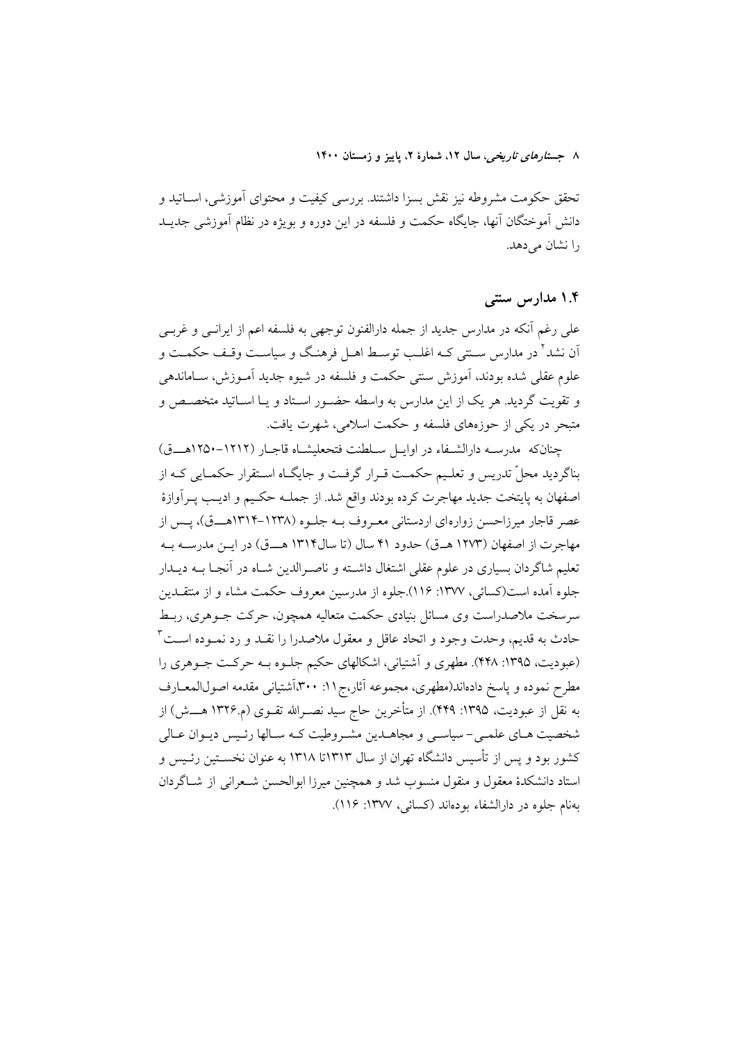تحقق حکومت مشروطه نیز نقش بسزا داشتند. بررسی کیفیت و محتوای آموزشی، اساتید و دانش آموختگان آنها، جایگاه حکمت و فلسفه در این دوره و بویژه در نظام آموزشی جدید را نشان می‌دهد.

## ۱.۴ مدارس سنتی

علی رغم آنکه در مدارس جدید از جمله دارالفنون توجهی به فلسفه اعم از ایرانی و غربی آن نشد[۲] در مدارس سنتی که اغلب توسط اهل فرهنگ و سیاست وقف حکمت و علوم عقلی شده بودند، آموزش سنتی حکمت و فلسفه در شیوه جدید آموزش، ساماندهی و تقویت گردید. هر یک از این مدارس به واسطه حضور استاد و یا اساتید متخصص و متبحر در یکی از حوزه‌های فلسفه و حکمت اسلامی، شهرت یافت.

چنانکه مدرسه دارالشفاء در اوایل سلطنت فتحعلیشاه قاجار (۱۲۱۲-۱۲۵۰هـق) بناگردید محلّ تدریس و تعلیم حکمت قرار گرفت و جایگاه استقرار حکمایی که از اصفهان به پایتخت جدید مهاجرت کرده بودند واقع شد. از جمله حکیم و ادیب پرآوازهٔ عصر قاجار میرزاحسن زواره‌ای اردستانی معروف به جلوه (۱۲۳۸-۱۳۱۴هـق)، پس از مهاجرت از اصفهان (۱۲۷۳ هـق) حدود ۴۱ سال (تا سال۱۳۱۴ هـق) در این مدرسه به تعلیم شاگردان بسیاری در علوم عقلی اشتغال داشته و ناصرالدین شاه در آنجا به دیدار جلوه آمده است(کسائی، ۱۳۷۷: ۱۱۶).جلوه از مدرسین معروف حکمت مشاء و از منتقدین سرسخت ملاصدراست وی مسائل بنیادی حکمت متعالیه همچون، حرکت جوهری، ربط حادث به قدیم، وحدت وجود و اتحاد عاقل و معقول ملاصدرا را نقد و رد نموده است[۳] (عبودیت، ۱۳۹۵: ۴۴۸). مطهری و آشتیانی، اشکالهای حکیم جلوه به حرکت جوهری را مطرح نموده و پاسخ داده‌اند(مطهری، مجموعه آثار،ج۱۱: ۳۰۰،آشتیانی مقدمه اصول‌المعارف به نقل از عبودیت، ۱۳۹۵: ۴۴۹). از متأخرین حاج سید نصرالله تقوی (م.۱۳۲۶ هـش) از شخصیت های علمی- سیاسی و مجاهدین مشروطیت که سالها رئیس دیوان عالی کشور بود و پس از تأسیس دانشگاه تهران از سال ۱۳۱۳تا ۱۳۱۸ به عنوان نخستین رئیس و استاد دانشکدهٔ معقول و منقول منسوب شد و همچنین میرزا ابوالحسن شعرانی از شاگردان به‌نام جلوه در دارالشفاء بوده‌اند (کسائی، ۱۳۷۷: ۱۱۶).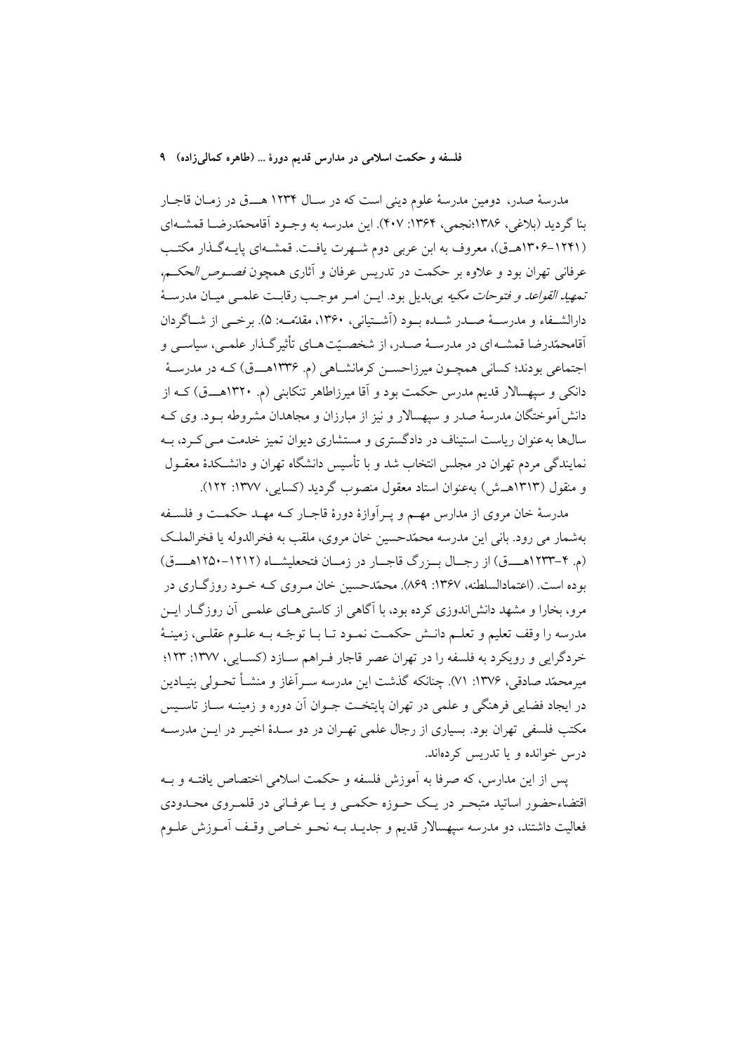مدرسهٔ صدر، دومین مدرسهٔ علوم دینی است که در سال ۱۲۳۴ هـ‍ق در زمان قاجار بنا گردید (بلاغی، ۱۳۸۶؛نجمی، ۱۳۶۴: ۴۰۷). این مدرسه به وجود آقامحمّدرضا قمشه‌ای (۱۲۴۱-۱۳۰۶هـق)، معروف به ابن عربی دوم شهرت یافت. قمشه‌ای پایه‌گذار مکتب عرفانی تهران بود و علاوه بر حکمت در تدریس عرفان و آثاری همچون *فصوص الحکم*، *تمهید القواعد و فتوحات مکیه* بی‌بدیل بود. این امر موجب رقابت علمی میان مدرسهٔ دارالشفاء و مدرسهٔ صدر شده بود (آشتیانی، ۱۳۶۰، مقدّمه: ۵). برخی از شاگردان آقامحمّدرضا قمشه‌ای در مدرسهٔ صدر، از شخصیّت‌های تأثیرگذار علمی، سیاسی و اجتماعی بودند؛ کسانی همچون میرزاحسن کرمانشاهی (م. ۱۳۳۶هـ‍ق) که در مدرسهٔ دانگی و سپهسالار قدیم مدرس حکمت بود و آقا میرزاطاهر تنکابنی (م. ۱۳۲۰هـ‍ق) که از دانش‌آموختگان مدرسهٔ صدر و سپهسالار و نیز از مبارزان و مجاهدان مشروطه بود. وی که سال‌ها به‌عنوان ریاست استیناف در دادگستری و مستشاری دیوان تمیز خدمت می‌کرد، به نمایندگی مردم تهران در مجلس انتخاب شد و با تأسیس دانشگاه تهران و دانشکدهٔ معقول و منقول (۱۳۱۳هـش) به‌عنوان استاد معقول منصوب گردید (کسایی، ۱۳۷۷: ۱۲۲).

مدرسهٔ خان مروی از مدارس مهم و پرآوازهٔ دورهٔ قاجار که مهد حکمت و فلسفه به‌شمار می رود. بانی این مدرسه محمّدحسین خان مروی، ملقب به فخرالدوله یا فخرالملک (م. ۴-۱۲۳۳هـ‍ق) از رجال بزرگ قاجار در زمان فتحعلیشاه (۱۲۱۲-۱۲۵۰هـ‍ق) بوده است. (اعتمادالسلطنه، ۱۳۶۷: ۸۶۹). محمّدحسین خان مروی که خود روزگاری در مرو، بخارا و مشهد دانش‌اندوزی کرده بود، با آگاهی از کاستی‌های علمی آن روزگار این مدرسه را وقف تعلیم و تعلم دانش حکمت نمود تا با توجّه به علوم عقلی، زمینهٔ خردگرایی و رویکرد به فلسفه را در تهران عصر قاجار فراهم سازد (کسایی، ۱۳۷۷: ۱۲۳؛ میرمحمّد صادقی، ۱۳۷۶: ۷۱). چنانکه گذشت این مدرسه سرآغاز و منشأ تحولی بنیادین در ایجاد فضایی فرهنگی و علمی در تهران پایتخت جوان آن دوره و زمینه ساز تاسیس مکتب فلسفی تهران بود. بسیاری از رجال علمی تهران در دو سدهٔ اخیر در این مدرسه درس خوانده و یا تدریس کرده‌اند.

پس از این مدارس، که صرفا به آموزش فلسفه و حکمت اسلامی اختصاص یافته و به اقتضاءحضور اساتید متبحر در یک حوزه حکمی و یا عرفانی در قلمروی محدودی فعالیت داشتند، دو مدرسه سپهسالار قدیم و جدید به نحو خاص وقف آموزش علوم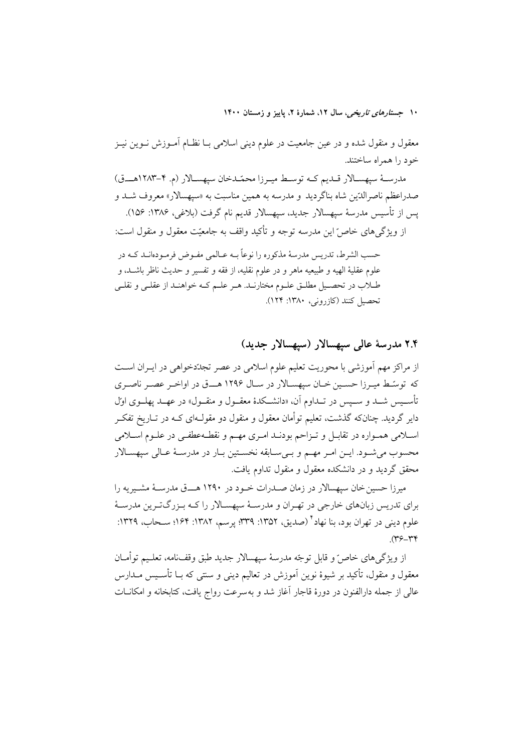معقول و منقول شده و در عین جامعیت در علوم دینی اسلامی بـا نظـام آمـوزش نـوین نیـز خود را همراه ساختند.

مدرسـهٔ سپهسـالار قـدیم کـه توسـط میـرزا محمّـدخان سپهسـالار (م. ۴-۱۲۸۳هــق) صدراعظم ناصرالدّین شاه بناگردید و مدرسه به همین مناسبت به «سپهسالار» معروف شـد و پس از تأسیس مدرسهٔ سپهسالار جدید، سپهسالار قدیم نام گرفت (بلاغی، ۱۳۸۶: ۱۵۶).

از ویژگی‌های خاصّ این مدرسه توجه و تأکید واقف به جامعیّت معقول و منقول است:

> حسب الشرط، تدریس مدرسهٔ مذکوره را نوعاً بـه عـالمی مفـوض فرمـوده‌انـد کـه در علوم عقلیهٔ الهیه و طبیعیه ماهر و در علوم نقلیه، از فقه و تفسیر و حدیث ناظر باشـد، و طـلاب در تحصـیل مطلـق علـوم مختارنـد. هـر علـم کـه خواهنـد از عقلـی و نقلـی تحصیل کنند (کازرونی، ۱۳۸۰: ۱۲۴).

## ۲.۴ مدرسهٔ عالی سپهسالار (سپهسالار جدید)

از مراکز مهم آموزشی با محوریت تعلیم علوم اسلامی در عصر تجدّدخواهی در ایـران اسـت که توسّـط میـرزا حسـین خـان سپهسـالار در سـال ۱۲۹۶ هــق در اواخـر عصـر ناصـری تأسـیس شـد و سـپس در تـداوم آن، «دانشـکدهٔ معقـول و منقـول» در عهـد پهلـوی اوّل دایر گردید. چنان‌که گذشت، تعلیم توأمان معقول و منقول دو مقولـه‌ای کـه در تـاریخ تفکـر اسـلامی همـواره در تقابـل و تـزاحم بودنـد امـری مهـم و نقطـه‌عطفـی در علـوم اسـلامی محسوب می‌شـود. ایـن امـر مهـم و بـی‌سـابقه نخسـتین بـار در مدرسـهٔ عـالی سپهسـالار محقق گردید و در دانشکده معقول و منقول تداوم یافت.

میرزا حسین‌خان سپهسالار در زمان صـدرات خـود در ۱۲۹۰ هــق مدرسـهٔ مشـیریه را برای تدریس زبان‌های خارجی در تهـران و مدرسـهٔ سپهسـالار را کـه بـزرگ‌تـرین مدرسـهٔ علوم دینی در تهران بود، بنا نهاد[۴] (صدیق، ۱۳۵۲: ۳۳۹؛ پرسم، ۱۳۸۲: ۱۶۴؛ سـحاب، ۱۳۲۹: ۳۴-۳۶).

از ویژگی‌های خاصّ و قابل توجّه مدرسهٔ سپهسالار جدید طبق وقف‌نامه، تعلـیم توأمـان معقول و منقول، تأکید بر شیوهٔ نوین آموزش در تعالیم دینی و سنتی که بـا تأسـیس مـدارس عالی از جمله دارالفنون در دورهٔ قاجار آغاز شد و به‌سرعت رواج یافت، کتابخانه و امکانـات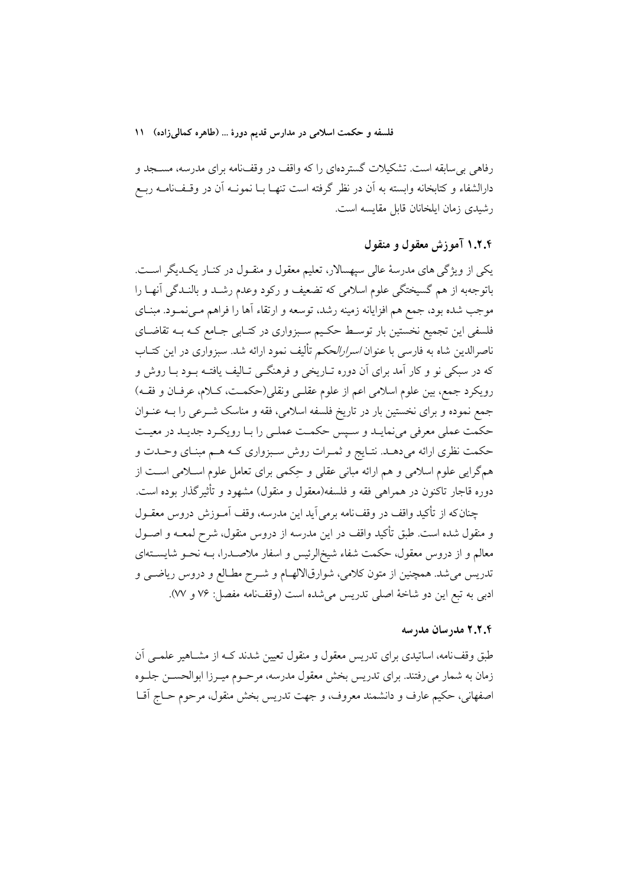رفاهی بی‌سابقه است. تشکیلات گسترده‌ای را که واقف در وقف‌نامه برای مدرسه، مسجد و دارالشفاء و کتابخانه وابسته به آن در نظر گرفته است تنها با نمونه آن در وقف‌نامه ربع رشیدی زمان ایلخانان قابل مقایسه است.

### ۱.۲.۴ آموزش معقول و منقول

یکی از ویژگی های مدرسهٔ عالی سپهسالار، تعلیم معقول و منقول در کنار یکدیگر است. باتوجه‌به از هم گسیختگی علوم اسلامی که تضعیف و رکود وعدم رشد و بالندگی آنها را موجب شده بود، جمع هم افزایانه زمینه رشد، توسعه و ارتقاء آها را فراهم می‌نمود. مبنای فلسفی این تجمیع نخستین بار توسط حکیم سبزواری در کتابی جامع که به تقاضای ناصرالدین شاه به فارسی با عنوان *اسرارالحکم* تألیف نمود ارائه شد. سبزواری در این کتاب که در سبکی نو و کار آمد برای آن دوره تاریخی و فرهنگی تالیف یافته بود با روش و رویکرد جمع، بین علوم اسلامی اعم از علوم عقلی ونقلی(حکمت، کلام، عرفان و فقه) جمع نموده و برای نخستین بار در تاریخ فلسفه اسلامی، فقه و مناسک شرعی را به عنوان حکمت عملی معرفی می‌نماید و سپس حکمت عملی را با رویکرد جدید در معیت حکمت نظری ارائه می‌دهد. نتایج و ثمرات روش سبزواری که هم مبنای وحدت و هم‌گرایی علوم اسلامی و هم ارائه مبانی عقلی و حِکمی برای تعامل علوم اسلامی است از دوره قاجار تاکنون در همراهی فقه و فلسفه(معقول و منقول) مشهود و تأثیرگذار بوده است.

چنان‌که از تأکید واقف در وقف‌نامه برمی‌آید این مدرسه، وقف آموزش دروس معقول و منقول شده است. طبق تأکید واقف در این مدرسه از دروس منقول، شرح لمعه و اصول معالم و از دروس معقول، حکمت شفاء شیخ‌الرئیس و اسفار ملاصدرا، به نحو شایسته‌ای تدریس می‌شد. همچنین از متون کلامی، شوارق‌الالهام و شرح مطالع و دروس ریاضی و ادبی به تبع این دو شاخهٔ اصلی تدریس می‌شده است (وقف‌نامه مفصل: ۷۶ و ۷۷).

### ۲.۲.۴ مدرسان مدرسه

طبق وقف‌نامه، اساتیدی برای تدریس معقول و منقول تعیین شدند که از مشاهیر علمی آن زمان به شمار می رفتند. برای تدریس بخش معقول مدرسه، مرحوم میرزا ابوالحسن جلوه اصفهانی، حکیم عارف و دانشمند معروف، و جهت تدریس بخش منقول، مرحوم حاج آقا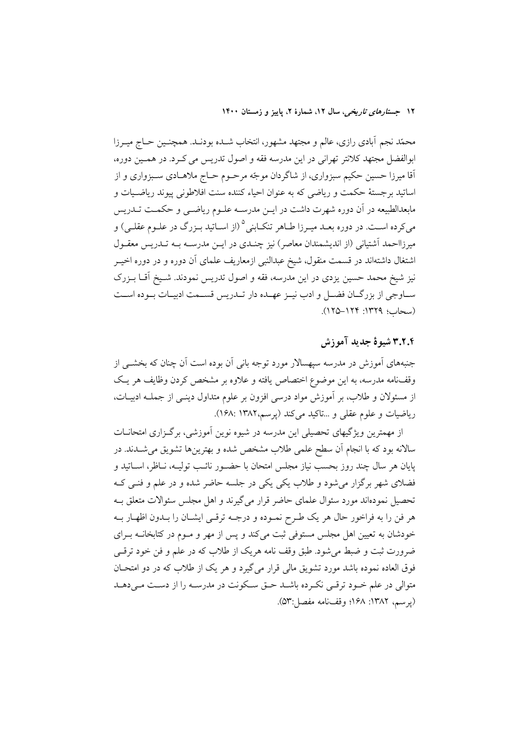محمّد نجم آبادی رازی، عالم و مجتهد مشهور، انتخاب شـده بودنـد. همچنـین حـاج میـرزا ابوالفضل مجتهد کلانتر تهرانی در این مدرسه فقه و اصول تدریس می کـرد. در همـین دوره، آقا میرزا حسین حکیم سبزواری، از شاگردان موجّه مرحـوم حـاج ملاهـادی سـبزواری و از اساتید برجستهٔ حکمت و ریاضی که به عنوان احیاء کننده سنت افلاطونی پیوند ریاضـیات و مابعدالطبیعه در آن دوره شهرت داشت در ایـن مدرسـه علـوم ریاضـی و حکمـت تـدریس می‌کرده اسـت. در دوره بعـد میـرزا طـاهر تنکـابنی[5] (از اسـاتید بـزرگ در علـوم عقلـی) و میرزااحمد آشتیانی (از اندیشمندان معاصر) نیز چنـدی در ایـن مدرسـه بـه تـدریس معقـول اشتغال داشته‌اند در قسمت منقول، شیخ عبدالنبی ازمعاریف علمای آن دوره و در دوره اخیـر نیز شیخ محمد حسین یزدی در این مدرسه، فقه و اصول تدریس نمودند. شـیخ آقـا بـزرک سـاوجی از بزرگـان فضـل و ادب نیـز عهـده دار تـدریس قسـمت ادبیـات بـوده اسـت (سحاب؛ ۱۳۲۹: ۱۲۴–۱۲۵).

### ۳.۲.۴ شیوهٔ جدید آموزش

جنبه‌های آموزش در مدرسه سپهسالار مورد توجه بانی آن بوده است آن چنان که بخشـی از وقف‌نامه مدرسه، به این موضوع اختصاص یافته و علاوه بر مشخص کردن وظایف هر یـک از مسئولان و طلاب، بر آموزش مواد درسی افزون بر علوم متداول دینـی از جملـه ادبیـات، ریاضیات و علوم عقلی و ...تاکید می‌کند (پرسم،۱۳۸۲ :۱۶۸).

از مهمترین ویژگیهای تحصیلی این مدرسه در شیوه نوین آموزشی، برگـزاری امتحانـات سالانه بود که با انجام آن سطح علمی طلاب مشخص شده و بهترین‌ها تشویق می‌شـدند. در پایان هر سال چند روز بحسب نیاز مجلس امتحان با حضـور نائـب تولیـه، نـاظر، اسـاتید و فضلای شهر برگزار می‌شود و طلاب یکی یکی در جلسه حاضر شده و در علم و فنـی کـه تحصیل نموده‌اند مورد سئوال علمای حاضر قرار می‌گیرند و اهل مجلس سئوالات متعلق بـه هر فن را به فراخور حال هر یک طـرح نمـوده و درجـه ترقـی ایشـان را بـدون اظهـار بـه خودشان به تعیین اهل مجلس مستوفی ثبت می‌کند و پس از مهر و مـوم در کتابخانـه بـرای ضرورت ثبت و ضبط می‌شود. طبق وقف نامه هریک از طلاب که در علم و فن خود ترقـی فوق العاده نموده باشد مورد تشویق مالی قرار می‌گیرد و هر یک از طلاب که در دو امتحـان متوالی در علم خـود ترقـی نکـرده باشـد حـق سـکونت در مدرسـه را از دسـت مـی‌دهـد (پرسم، ۱۳۸۲: ۱۶۸؛ وقف‌نامه مفصل:۵۳).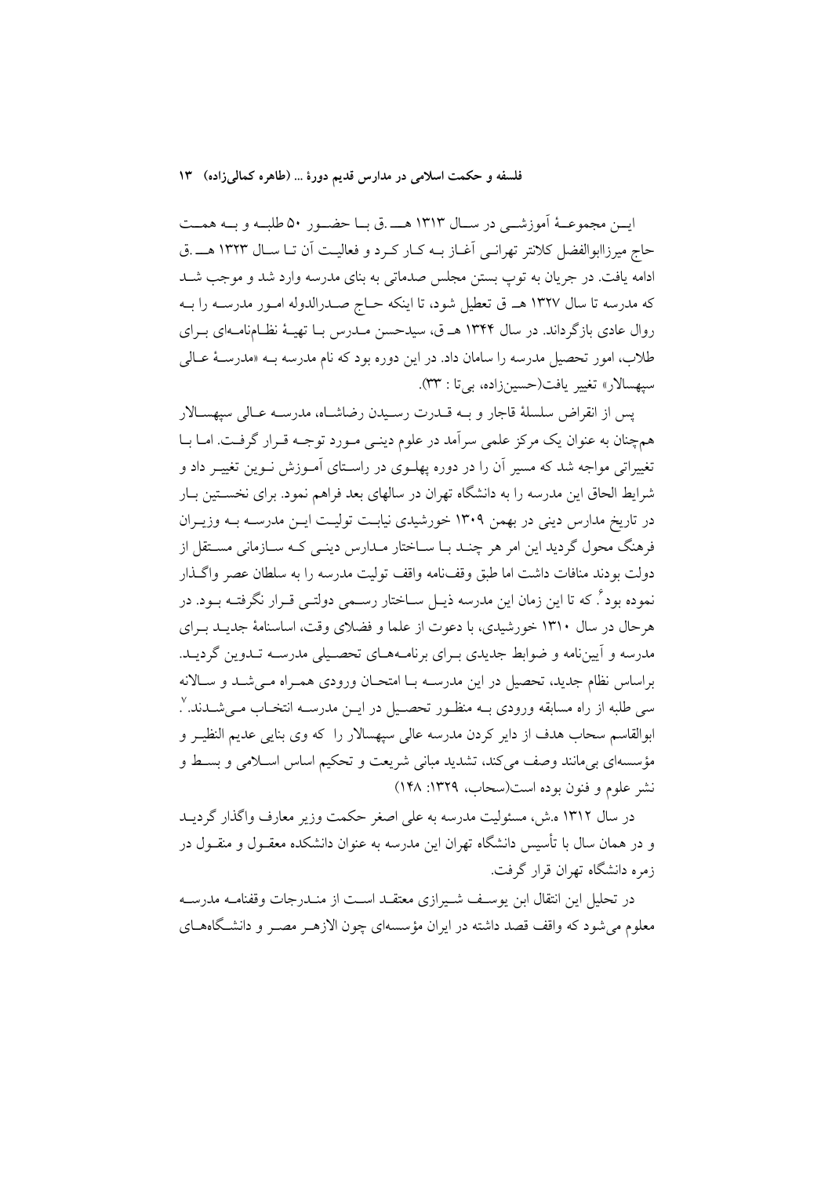این مجموعهٔ آموزشی در سال ۱۳۱۳ هـ.ق با حضور ۵۰ طلبه و به همت حاج میرزاابوالفضل کلانتر تهرانی آغاز به کار کرد و فعالیت آن تا سال ۱۳۲۳ هـ.ق ادامه یافت. در جریان به توپ بستن مجلس صدماتی به بنای مدرسه وارد شد و موجب شد که مدرسه تا سال ۱۳۲۷ هـ ق تعطیل شود، تا اینکه حاج صدرالدوله امور مدرسه را به روال عادی بازگرداند. در سال ۱۳۴۴ هـ ق، سیدحسن مدرس با تهیهٔ نظام‌نامه‌ای برای طلاب، امور تحصیل مدرسه را سامان داد. در این دوره بود که نام مدرسه به «مدرسهٔ عالی سپهسالار» تغییر یافت(حسین‌زاده، بی‌تا : ۳۳).

پس از انقراض سلسلهٔ قاجار و به قدرت رسیدن رضاشاه، مدرسه عالی سپهسالار همچنان به عنوان یک مرکز علمی سرآمد در علوم دینی مورد توجه قرار گرفت. اما با تغییراتی مواجه شد که مسیر آن را در دوره پهلوی در راستای آموزش نوین تغییر داد و شرایط الحاق این مدرسه را به دانشگاه تهران در سالهای بعد فراهم نمود. برای نخستین بار در تاریخ مدارس دینی در بهمن ۱۳۰۹ خورشیدی نیابت تولیت این مدرسه به وزیران فرهنگ محول گردید این امر هر چند با ساختار مدارس دینی که سازمانی مستقل از دولت بودند منافات داشت اما طبق وقف‌نامه واقف تولیت مدرسه را به سلطان عصر واگذار نموده بود[۶]. که تا این زمان این مدرسه ذیل ساختار رسمی دولتی قرار نگرفته بود. در هرحال در سال ۱۳۱۰ خورشیدی، با دعوت از علما و فضلای وقت، اساسنامهٔ جدید برای مدرسه و آیین‌نامه و ضوابط جدیدی برای برنامه‌های تحصیلی مدرسه تدوین گردید. براساس نظام جدید، تحصیل در این مدرسه با امتحان ورودی همراه می‌شد و سالانه سی طلبه از راه مسابقه ورودی به منظور تحصیل در این مدرسه انتخاب می‌شدند.[۷]. ابوالقاسم سحاب هدف از دایر کردن مدرسه عالی سپهسالار را که وی بنایی عدیم النظیر و مؤسسه‌ای بی‌مانند وصف می‌کند، تشدید مبانی شریعت و تحکیم اساس اسلامی و بسط و نشر علوم و فنون بوده است(سحاب، ۱۳۲۹: ۱۴۸)

در سال ۱۳۱۲ ه.ش، مسئولیت مدرسه به علی اصغر حکمت وزیر معارف واگذار گردید و در همان سال با تأسیس دانشگاه تهران این مدرسه به عنوان دانشکده معقول و منقول در زمره دانشگاه تهران قرار گرفت.

در تحلیل این انتقال ابن یوسف شیرازی معتقد است از مندرجات وقفنامه مدرسه معلوم می‌شود که واقف قصد داشته در ایران مؤسسه‌ای چون الازهر مصر و دانشگاه‌های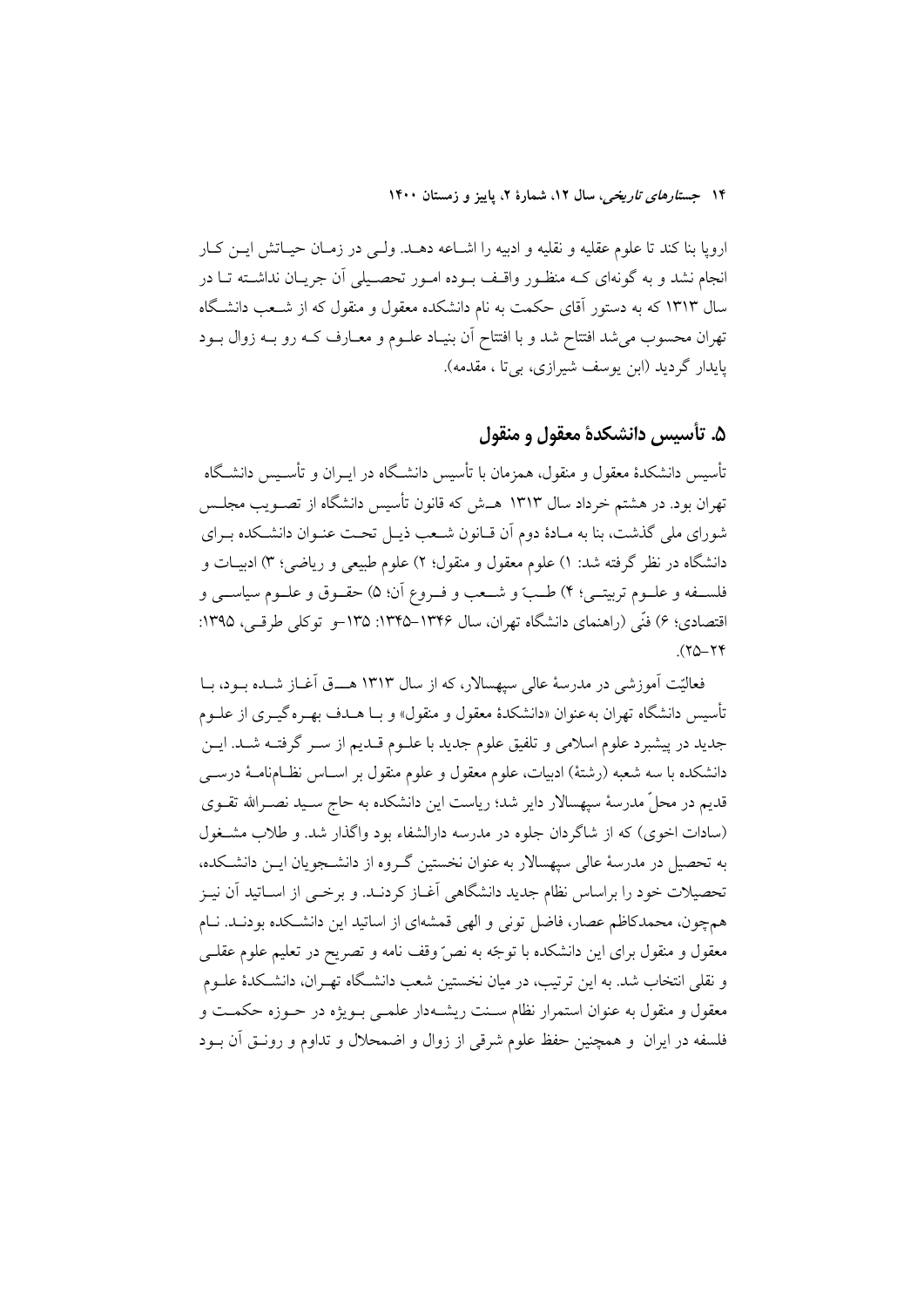اروپا بنا کند تا علوم عقلیه و نقلیه و ادبیه را اشاعه دهد. ولی در زمان حیاتش این کار انجام نشد و به گونه‌ای که منظور واقف بوده امور تحصیلی آن جریان نداشته تا در سال ۱۳۱۳ که به دستور آقای حکمت به نام دانشکده معقول و منقول که از شعب دانشگاه تهران محسوب می‌شد افتتاح شد و با افتتاح آن بنیاد علوم و معارف که رو به زوال بود پایدار گردید (ابن یوسف شیرازی، بی‌تا ، مقدمه).

## ۵. تأسیس دانشکدهٔ معقول و منقول

تأسیس دانشکدهٔ معقول و منقول، همزمان با تأسیس دانشگاه در ایران و تأسیس دانشگاه تهران بود. در هشتم خرداد سال ۱۳۱۳ هـ‌ش که قانون تأسیس دانشگاه از تصویب مجلس شورای ملی گذشت، بنا به مادهٔ دوم آن قانون شعب ذیل تحت عنوان دانشکده برای دانشگاه در نظر گرفته شد: ۱) علوم معقول و منقول؛ ۲) علوم طبیعی و ریاضی؛ ۳) ادبیات و فلسفه و علوم تربیتی؛ ۴) طبّ و شعب و فروع آن؛ ۵) حقوق و علوم سیاسی و اقتصادی؛ ۶) فنّی (راهنمای دانشگاه تهران، سال ۱۳۴۶–۱۳۴۵: ۱۳۵–و توکلی طرقی، ۱۳۹۵: ۲۴–۲۵).

فعالیّت آموزشی در مدرسهٔ عالی سپهسالار، که از سال ۱۳۱۳ هـ‌ق آغاز شده بود، با تأسیس دانشگاه تهران به‌عنوان «دانشکدهٔ معقول و منقول» و با هدف بهره‌گیری از علوم جدید در پیشبرد علوم اسلامی و تلفیق علوم جدید با علوم قدیم از سر گرفته شد. این دانشکده با سه شعبه (رشتهٔ) ادبیات، علوم معقول و علوم منقول بر اساس نظام‌نامهٔ درسی قدیم در محلّ مدرسهٔ سپهسالار دایر شد؛ ریاست این دانشکده به حاج سید نصرالله تقوی (سادات اخوی) که از شاگردان جلوه در مدرسه دارالشفاء بود واگذار شد. و طلاب مشغول به تحصیل در مدرسهٔ عالی سپهسالار به عنوان نخستین گروه از دانشجویان این دانشکده، تحصیلات خود را براساس نظام جدید دانشگاهی آغاز کردند. و برخی از اساتید آن نیز هم‌چون، محمدکاظم عصار، فاضل تونی و الهی قمشه‌ای از اساتید این دانشکده بودند. نام معقول و منقول برای این دانشکده با توجّه به نصّ وقف نامه و تصریح در تعلیم علوم عقلی و نقلی انتخاب شد. به این ترتیب، در میان نخستین شعب دانشگاه تهران، دانشکدهٔ علوم معقول و منقول به عنوان استمرار نظام سنت ریشه‌دار علمی بویژه در حوزه حکمت و فلسفه در ایران و همچنین حفظ علوم شرقی از زوال و اضمحلال و تداوم و رونق آن بود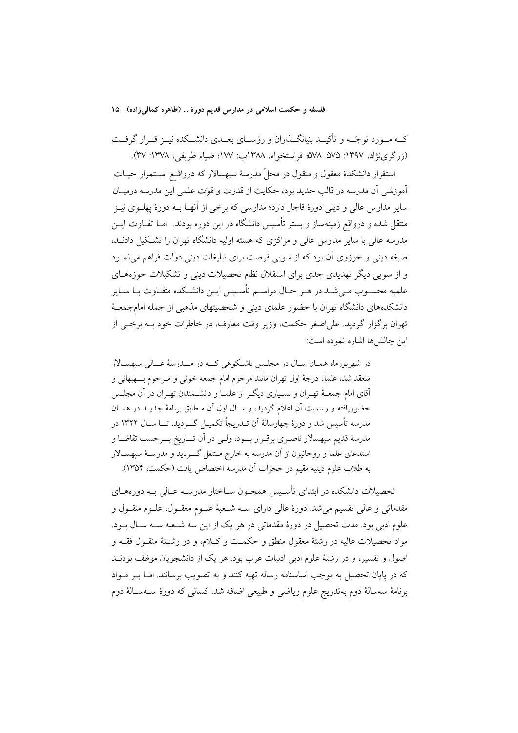کــه مــورد توجّــه و تأکیــد بنیانگــذاران و رؤســای بعــدی دانشــکده نیــز قــرار گرفــت (زرگری‌نژاد، ۱۳۹۷: ۵۷۵–۵۷۸؛ فراستخواه، ۱۳۸۸ب: ۱۷۷؛ ضیاء ظریفی، ۱۳۷۸: ۳۷).

استقرار دانشکدهٔ معقول و منقول در محلّ مدرسهٔ سپهسالار که درواقـع اسـتمرار حیـات آموزشی آن مدرسه در قالب جدید بود، حکایت از قدرت و قوّت علمی این مدرسه درمیـان سایر مدارس عالی و دینی دورهٔ قاجار دارد؛ مدارسی که برخی از آنهـا بـه دورهٔ پهلـوی نیـز منتقل شده و درواقع زمینه‌ساز و بستر تأسیس دانشگاه در این دوره بودند. امـا تفـاوت ایـن مدرسه عالی با سایر مدارس عالی و مراکزی که هسته اولیه دانشگاه تهران را تشـکیل دادنـد، صبغه دینی و حوزوی آن بود که از سویی فرصت برای تبلیغات دینی دولت فراهم می‌نمـود و از سویی دیگر تهدیدی جدی برای استقلال نظام تحصیلات دینی و تشکیلات حوزه‌هـای علمیه محسـوب مـی‌شـد.در هـر حـال مراسـم تأسـیس ایـن دانشـکده متفـاوت بـا سـایر دانشکده‌های دانشگاه تهران با حضور علمای دینی و شخصیتهای مذهبی از جمله امام‌جمعـهٔ تهران برگزار گردید. علی‌اصغر حکمت، وزیر وقت معارف، در خاطرات خود بـه برخـی از این چالش‌ها اشاره نموده است:

> در شهریورماه همـان سـال در مجلـس باشـکوهی کـه در مـدرسهٔ عـالی سپهسـالار منعقد شد، علماء درجهٔ اول تهران مانند مرحوم امام جمعه خوئی و مـرحوم بـهبهانی و آقای امام جمعـهٔ تهـران و بسـیاری دیگـر از علمـا و دانشـمندان تهـران در آن مجلـس حضوریافته و رسمیت آن اعلام گردید، و سـال اول آن مـطابق برنامهٔ جدیـد در همـان مدرسه تأسیس شد و دورهٔ چهارسالهٔ آن تـدریجاً تکمیـل گـردید. تـا سـال ۱۳۲۲ در مدرسهٔ قدیم سپهسالار ناصـری برقـرار بـود، ولـی در آن تـاریخ بـرحسب تقاضـا و استدعای علما و روحانیون از آن مدرسه به خارج مـنتقل گـردید و مدرسـهٔ سپهسـالار به طلاب علوم دینیه مقیم در حجرات آن مدرسه اختصاص یافت (حکمت، ۱۳۵۴).

تحصیلات دانشکده در ابتدای تأسـیس همچـون سـاختار مدرسـه عـالی بـه دوره‌هـای مقدماتی و عالی تقسیم می‌شد. دورهٔ عالی دارای سـه شـعبهٔ علـوم معقـول، علـوم منقـول و علوم ادبی بود. مدت تحصیل در دورهٔ مقدماتی در هر یک از این سه شـعبه سـه سـال بـود. مواد تحصیلات عالیه در رشتهٔ معقول منطق و حکمـت و کـلام، و در رشـتهٔ منقـول فقـه و اصول و تفسیر، و در رشتهٔ علوم ادبی ادبیات عرب بود. هر یک از دانشجویان موظف بودنـد که در پایان تحصیل به موجب اساسنامه رساله تهیه کنند و به تصویب برسانند. امـا بـر مـواد برنامهٔ سه‌سالهٔ دوم به‌تدریج علوم ریاضی و طبیعی اضافه شد. کسانی که دورهٔ سـه‌سـالهٔ دوم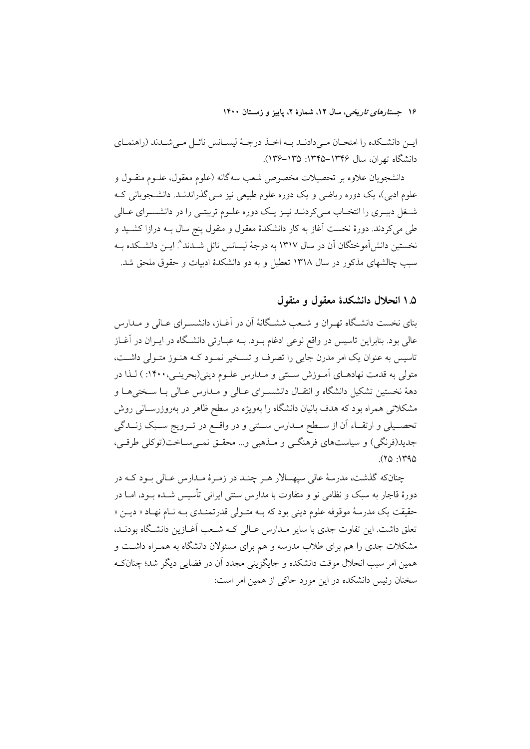ایـن دانشـکده را امتحـان مـی‌دادنـد بـه اخـذ درجـهٔ لیسـانس نائـل مـی‌شـدند (راهنمـای دانشگاه تهران، سال ۱۳۴۶-۱۳۴۵: ۱۳۵-۱۳۶).

دانشجویان علاوه بر تحصیلات مخصوص شعب سه‌گانه (علوم معقول، علـوم منقـول و علوم ادبی)، یک دوره ریاضی و یک دوره علوم طبیعی نیز مـی‌گذراندنـد. دانشـجویانی کـه شـغل دبیـری را انتخـاب مـی‌کردنـد نیـز یـک دوره علـوم تربیتـی را در دانشسـرای عـالی طی می‌کردند. دورهٔ نخست آغاز به کار دانشکدهٔ معقول و منقول پنج سال بـه درازا کشـید و نخستین دانش‌آموختگان آن در سال ۱۳۱۷ به درجهٔ لیسانس نائل شـدند[۸]. ایـن دانشـکده بـه سبب چالشهای مذکور در سال ۱۳۱۸ تعطیل و به دو دانشکدهٔ ادبیات و حقوق ملحق شد.

## ۱.۵ انحلال دانشکدهٔ معقول و منقول

بنای نخست دانشـگاه تهـران و شـعب شش‌گـانهٔ آن در آغـاز، دانشسـرای عـالی و مـدارس عالی بود. بنابراین تاسیس در واقع نوعی ادغام بـود. بـه عبـارتی دانشـگاه در ایـران در آغـاز تاسیس به عنوان یک امر مدرن جایی را تصرف و تسـخیر نمـود کـه هنـوز متـولی داشـت، متولی به قدمت نهادهـای آمـوزش سـنتی و مـدارس علـوم دینی(بحرینـی،۱۴۰۰: ) لـذا در دههٔ نخستین تشکیل دانشگاه و انتقـال دانشسـرای عـالی و مـدارس عـالی بـا سـختی‌هـا و مشکلاتی همراه بود که هدف بانیان دانشگاه را بهویژه در سطح ظاهر در بهروزرسـانی روش تحصـیلی و ارتقـاء آن از سـطح مـدارس سـنتی و در واقـع در تـرویج سـبک زنـدگی جدید(فرنگی) و سیاست‌های فرهنگـی و مـذهبی و... محقـق نمـی‌سـاخت(توکلی طرقـی، ۱۳۹۵: ۲۵).

چنان‌که گذشت، مدرسهٔ عالی سپهسالار هـر چنـد در زمـرهٔ مـدارس عـالی بـود کـه در دورهٔ قاجار به سبک و نظامی نو و متفاوت با مدارس سنتی ایرانی تأسیس شـده بـود، امـا در حقیقت یک مدرسهٔ موقوفه علوم دینی بود که بـه متـولی قدرتمنـدی بـه نـام نهـاد « دیـن » تعلق داشت. این تفاوت جدی با سایر مـدارس عـالی کـه شـعب آغـازین دانشـگاه بودنـد، مشکلات جدی را هم برای طلاب مدرسه و هم برای مسئولان دانشگاه به همـراه داشـت و همین امر سبب انحلال موقت دانشکده و جایگزینی مجدد آن در فضایی دیگر شد؛ چنان‌کـه سخنان رئیس دانشکده در این مورد حاکی از همین امر است: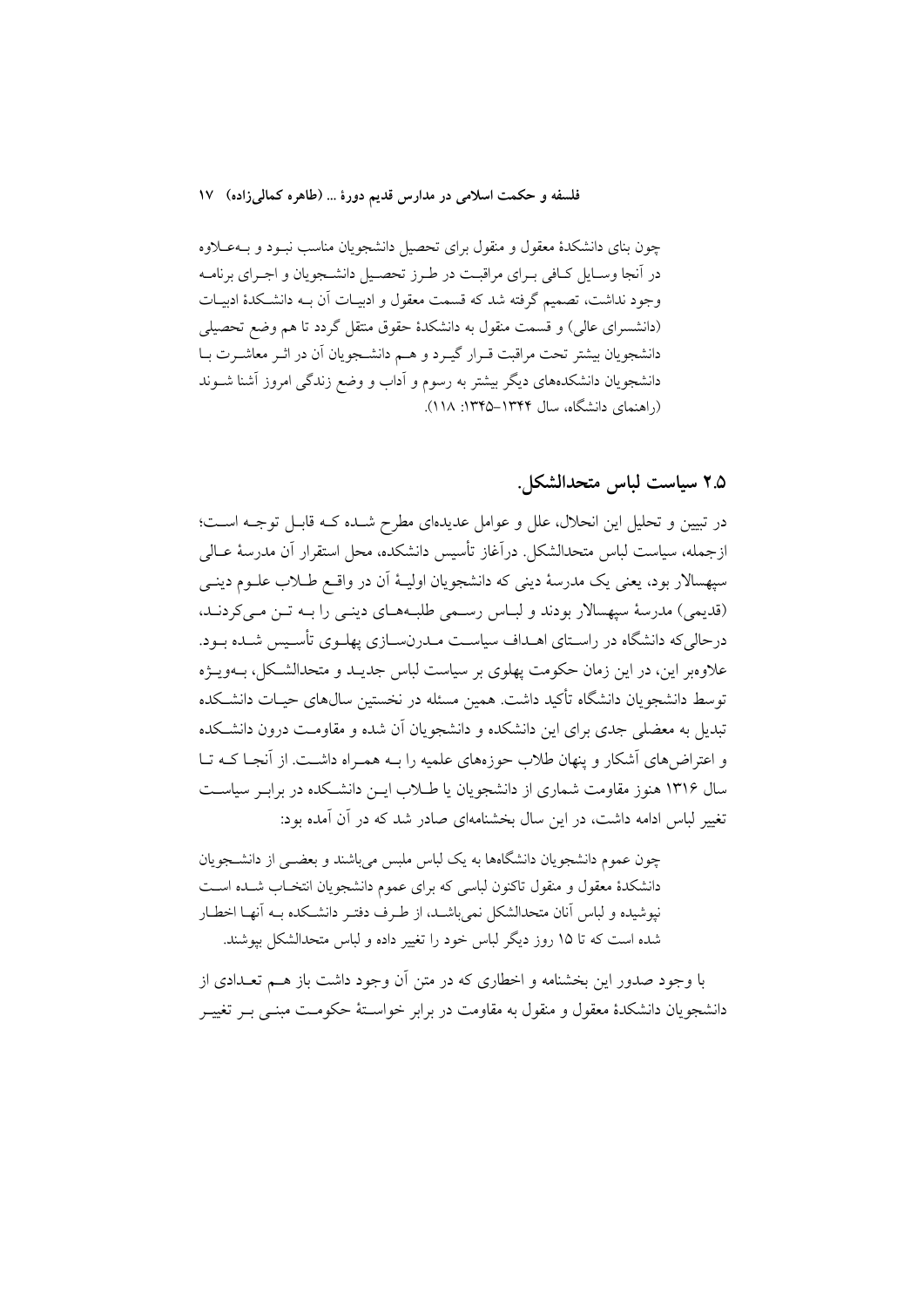چون بنای دانشکدهٔ معقول و منقول برای تحصیل دانشجویان مناسب نبـود و بـه‌عـلاوه در آنجا وسـایل کـافی بـرای مراقبـت در طـرز تحصـیل دانشـجویان و اجـرای برنامـه وجود نداشت، تصمیم گرفته شد که قسمت معقول و ادبیـات آن بـه دانشـکدهٔ ادبیـات (دانشسرای عالی) و قسمت منقول به دانشکدهٔ حقوق منتقل گردد تا هم وضع تحصیلی دانشجویان بیشتر تحت مراقبت قـرار گیـرد و هـم دانشـجویان آن در اثـر معاشـرت بـا دانشجویان دانشکده‌های دیگر بیشتر به رسوم و آداب و وضع زندگی امروز آشنا شـوند (راهنمای دانشگاه، سال ۱۳۴۴–۱۳۴۵: ۱۱۸).

## ۲.۵ سیاست لباس متحدالشکل

در تبیین و تحلیل این انحلال، علل و عوامل عدیده‌ای مطرح شـده کـه قابـل توجـه اسـت؛ ازجمله، سیاست لباس متحدالشکل. درآغاز تأسیس دانشکده، محل استقرار آن مدرسهٔ عـالی سپهسالار بود، یعنی یک مدرسهٔ دینی که دانشجویان اولیـهٔ آن در واقـع طـلاب علـوم دینـی (قدیمی) مدرسهٔ سپهسالار بودند و لبـاس رسـمی طلبـه‌هـای دینـی را بـه تـن مـی‌کردنـد، درحالی‌که دانشگاه در راسـتای اهـداف سیاسـت مـدرن‌سـازی پهلـوی تأسـیس شـده بـود. علاوه‌بر این، در این زمان حکومت پهلوی بر سیاست لباس جدیـد و متحدالشـکل، بـه‌ویـژه توسط دانشجویان دانشگاه تأکید داشت. همین مسئله در نخستین سال‌های حیـات دانشـکده تبدیل به معضلی جدی برای این دانشکده و دانشجویان آن شده و مقاومـت درون دانشـکده و اعتراض‌های آشکار و پنهان طلاب حوزه‌های علمیه را بـه همـراه داشـت. از آنجـا کـه تـا سال ۱۳۱۶ هنوز مقاومت شماری از دانشجویان یا طـلاب ایـن دانشـکده در برابـر سیاسـت تغییر لباس ادامه داشت، در این سال بخشنامه‌ای صادر شد که در آن آمده بود:

چون عموم دانشجویان دانشگاه‌ها به یک لباس ملبس می‌باشند و بعضـی از دانشـجویان دانشکدهٔ معقول و منقول تاکنون لباسی که برای عموم دانشجویان انتخـاب شـده اسـت نپوشیده و لباس آنان متحدالشکل نمی‌باشـد، از طـرف دفتـر دانشـکده بـه آنهـا اخطـار شده است که تا ۱۵ روز دیگر لباس خود را تغییر داده و لباس متحدالشکل بپوشند.

با وجود صدور این بخشنامه و اخطاری که در متن آن وجود داشت باز هـم تعـدادی از دانشجویان دانشکدهٔ معقول و منقول به مقاومت در برابر خواسـتهٔ حکومـت مبنـی بـر تغییـر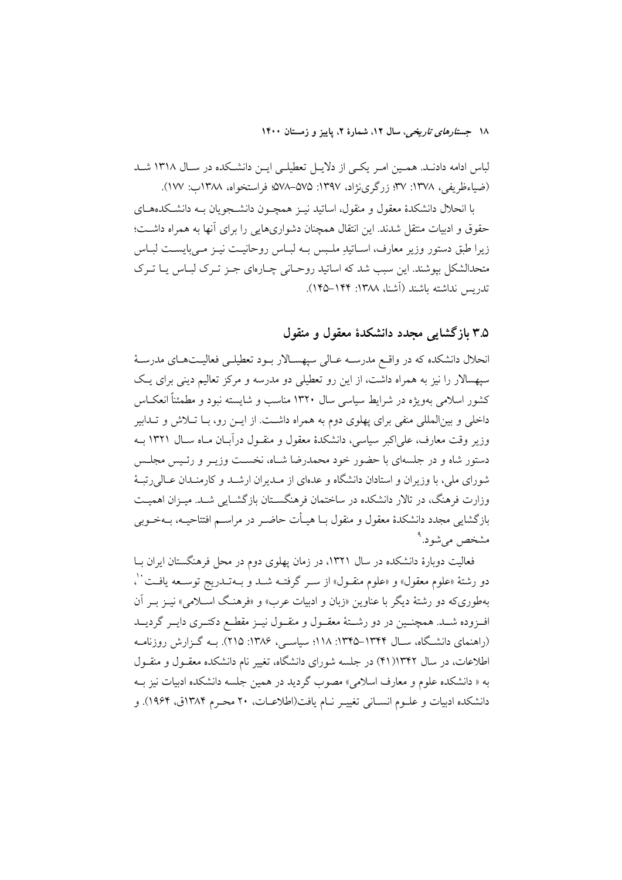لباس ادامه دادند. همین امر یکی از دلایل تعطیلی این دانشکده در سال ۱۳۱۸ شد (ضیاءظریفی، ۱۳۷۸: ۳۷؛ زرگری‌نژاد، ۱۳۹۷: ۵۷۵–۵۷۸؛ فراستخواه، ۱۳۸۸ب: ۱۷۷).

با انحلال دانشکدهٔ معقول و منقول، اساتید نیز همچون دانشجویان به دانشکده‌های حقوق و ادبیات منتقل شدند. این انتقال همچنان دشواری‌هایی را برای آنها به همراه داشت؛ زیرا طبق دستور وزیر معارف، اساتیدِ ملبس به لباس روحانیت نیز می‌بایست لباس متحدالشکل بپوشند. این سبب شد که اساتید روحانی چاره‌ای جز ترک لباس یا ترک تدریس نداشته باشند (آشنا، ۱۳۸۸: ۱۴۴–۱۴۵).

## ۳.۵ بازگشایی مجدد دانشکدهٔ معقول و منقول

انحلال دانشکده که در واقع مدرسه عالی سپهسالار بود تعطیلی فعالیت‌های مدرسهٔ سپهسالار را نیز به همراه داشت، از این رو تعطیلی دو مدرسه و مرکز تعالیم دینی برای یک کشور اسلامی به‌ویژه در شرایط سیاسی سال ۱۳۲۰ مناسب و شایسته نبود و مطمئناً انعکاس داخلی و بین‌المللی منفی برای پهلوی دوم به همراه داشت. از این رو، با تلاش و تدابیر وزیر وقت معارف، علی‌اکبر سیاسی، دانشکدهٔ معقول و منقول درآبان ماه سال ۱۳۲۱ به دستور شاه و در جلسه‌ای با حضور خود محمدرضا شاه، نخست وزیر و رئیس مجلس شورای ملی، با وزیران و استادان دانشگاه و عده‌ای از مدیران ارشد و کارمندان عالی‌رتبهٔ وزارت فرهنگ، در تالار دانشکده در ساختمان فرهنگستان بازگشایی شد. میزان اهمیت بازگشایی مجدد دانشکدهٔ معقول و منقول با هیأت حاضر در مراسم افتتاحیه، به‌خوبی مشخص می‌شود.[۹]

فعالیت دوبارهٔ دانشکده در سال ۱۳۲۱، در زمان پهلوی دوم در محل فرهنگستان ایران با دو رشتهٔ «علوم معقول» و «علوم منقول» از سر گرفته شد و به‌تدریج توسعه یافت[۱۰]، به‌طوری‌که دو رشتهٔ دیگر با عناوین «زبان و ادبیات عرب» و «فرهنگ اسلامی» نیز بر آن افزوده شد. همچنین در دو رشتهٔ معقول و منقول نیز مقطع دکتری دایر گردید (راهنمای دانشگاه، سال ۱۳۴۴–۱۳۴۵: ۱۱۸؛ سیاسی، ۱۳۸۶: ۲۱۵). به گزارش روزنامه اطلاعات، در سال ۱۳۴۲(۴۱) در جلسه شورای دانشگاه، تغییر نام دانشکده معقول و منقول به « دانشکده علوم و معارف اسلامی» مصوب گردید در همین جلسه دانشکده ادبیات نیز به دانشکده ادبیات و علوم انسانی تغییر نام یافت(اطلاعات، ۲۰ محرم ۱۳۸۴ق، ۱۹۶۴). و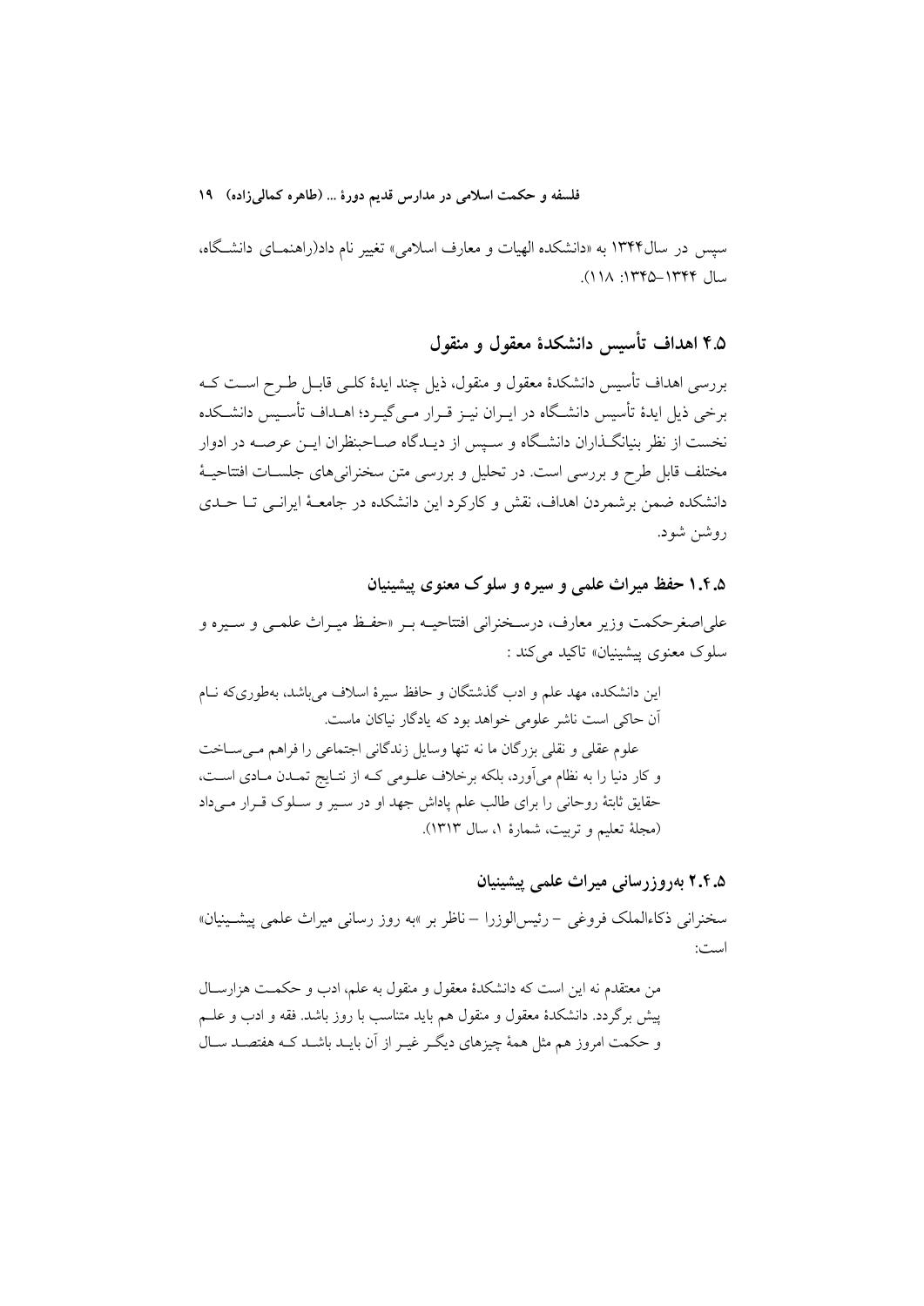سپس در سال۱۳۴۴ به «دانشکده الهیات و معارف اسلامی» تغییر نام داد(راهنمای دانشگاه، سال ۱۳۴۴–۱۳۴۵: ۱۱۸).

## ۴.۵ اهداف تأسیس دانشکدهٔ معقول و منقول

بررسی اهداف تأسیس دانشکدهٔ معقول و منقول، ذیل چند ایدهٔ کلی قابل طرح است که برخی ذیل ایدهٔ تأسیس دانشگاه در ایران نیز قرار می‌گیرد؛ اهداف تأسیس دانشکده نخست از نظر بنیانگذاران دانشگاه و سپس از دیدگاه صاحبنظران این عرصه در ادوار مختلف قابل طرح و بررسی است. در تحلیل و بررسی متن سخنرانی‌های جلسات افتتاحیهٔ دانشکده ضمن برشمردن اهداف، نقش و کارکرد این دانشکده در جامعهٔ ایرانی تا حدی روشن شود.

### ۱.۴.۵ حفظ میراث علمی و سیره و سلوک معنوی پیشینیان

علی‌اصغرحکمت وزیر معارف، درسخنرانی افتتاحیه بر «حفظ میراث علمی و سیره و سلوک معنوی پیشینیان» تاکید می‌کند :

> این دانشکده، مهد علم و ادب گذشتگان و حافظ سیرهٔ اسلاف می‌باشد، به‌طوری‌که نام آن حاکی است ناشر علومی خواهد بود که یادگار نیاکان ماست.
>
> علوم عقلی و نقلی بزرگان ما نه تنها وسایل زندگانی اجتماعی را فراهم می‌ساخت و کار دنیا را به نظام می‌آورد، بلکه برخلاف علومی که از نتایج تمدن مادی است، حقایق ثابتهٔ روحانی را برای طالب علم پاداش جهد او در سیر و سلوک قرار می‌داد (مجلهٔ تعلیم و تربیت، شمارهٔ ۱، سال ۱۳۱۳).

### ۲.۴.۵ به‌روزرسانی میراث علمی پیشینیان

سخنرانی ذکاءالملک فروغی – رئیس‌الوزرا – ناظر بر «به روز رسانی میراث علمی پیشینیان» است:

> من معتقدم نه این است که دانشکدهٔ معقول و منقول به علم، ادب و حکمت هزارسال پیش برگردد. دانشکدهٔ معقول و منقول هم باید متناسب با روز باشد. فقه و ادب و علم و حکمت امروز هم مثل همهٔ چیزهای دیگر غیر از آن باید باشد که هفتصد سال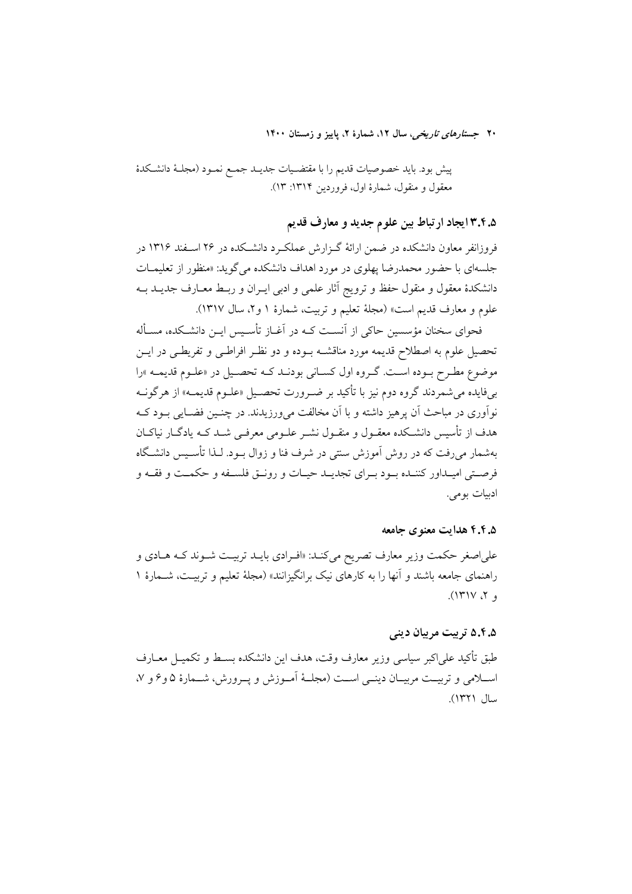پیش بود. باید خصوصیات قدیم را با مقتضیات جدید جمع نمود (مجلهٔ دانشکدهٔ معقول و منقول، شمارهٔ اول، فروردین ۱۳۱۴: ۱۳).

### ۳.۴.۵ ایجاد ارتباط بین علوم جدید و معارف قدیم

فروزانفر معاون دانشکده در ضمن ارائهٔ گزارش عملکرد دانشکده در ۲۶ اسفند ۱۳۱۶ در جلسه‌ای با حضور محمدرضا پهلوی در مورد اهداف دانشکده می‌گوید: «منظور از تعلیمات دانشکدهٔ معقول و منقول حفظ و ترویج آثار علمی و ادبی ایران و ربط معارف جدید به علوم و معارف قدیم است» (مجلهٔ تعلیم و تربیت، شمارهٔ ۱ و۲، سال ۱۳۱۷).

فحوای سخنان مؤسسین حاکی از آنست که در آغاز تأسیس این دانشکده، مسأله تحصیل علوم به اصطلاح قدیمه مورد مناقشه بوده و دو نظر افراطی و تفریطی در این موضوع مطرح بوده است. گروه اول کسانی بودند که تحصیل در «علوم قدیمه »را بی‌فایده می‌شمردند گروه دوم نیز با تأکید بر ضرورت تحصیل «علوم قدیمه» از هرگونه نوآوری در مباحث آن پرهیز داشته و با آن مخالفت می‌ورزیدند. در چنین فضایی بود که هدف از تأسیس دانشکده معقول و منقول نشر علومی معرفی شد که یادگار نیاکان به‌شمار می‌رفت که در روش آموزش سنتی در شرف فنا و زوال بود. لذا تأسیس دانشگاه فرصتی امیدوار کننده بود برای تجدید حیات و رونق فلسفه و حکمت و فقه و ادبیات بومی.

### ۴.۴.۵ هدایت معنوی جامعه

علی‌اصغر حکمت وزیر معارف تصریح می‌کند: «افرادی باید تربیت شوند که هادی و راهنمای جامعه باشند و آنها را به کارهای نیک برانگیزانند» (مجلهٔ تعلیم و تربیت، شمارهٔ ۱ و ۲، ۱۳۱۷).

### ۵.۴.۵ تربیت مربیان دینی

طبق تأکید علی‌اکبر سیاسی وزیر معارف وقت، هدف این دانشکده بسط و تکمیل معارف اسلامی و تربیت مربیان دینی است (مجلهٔ آموزش و پرورش، شمارهٔ ۵ و۶ و ۷، سال ۱۳۲۱).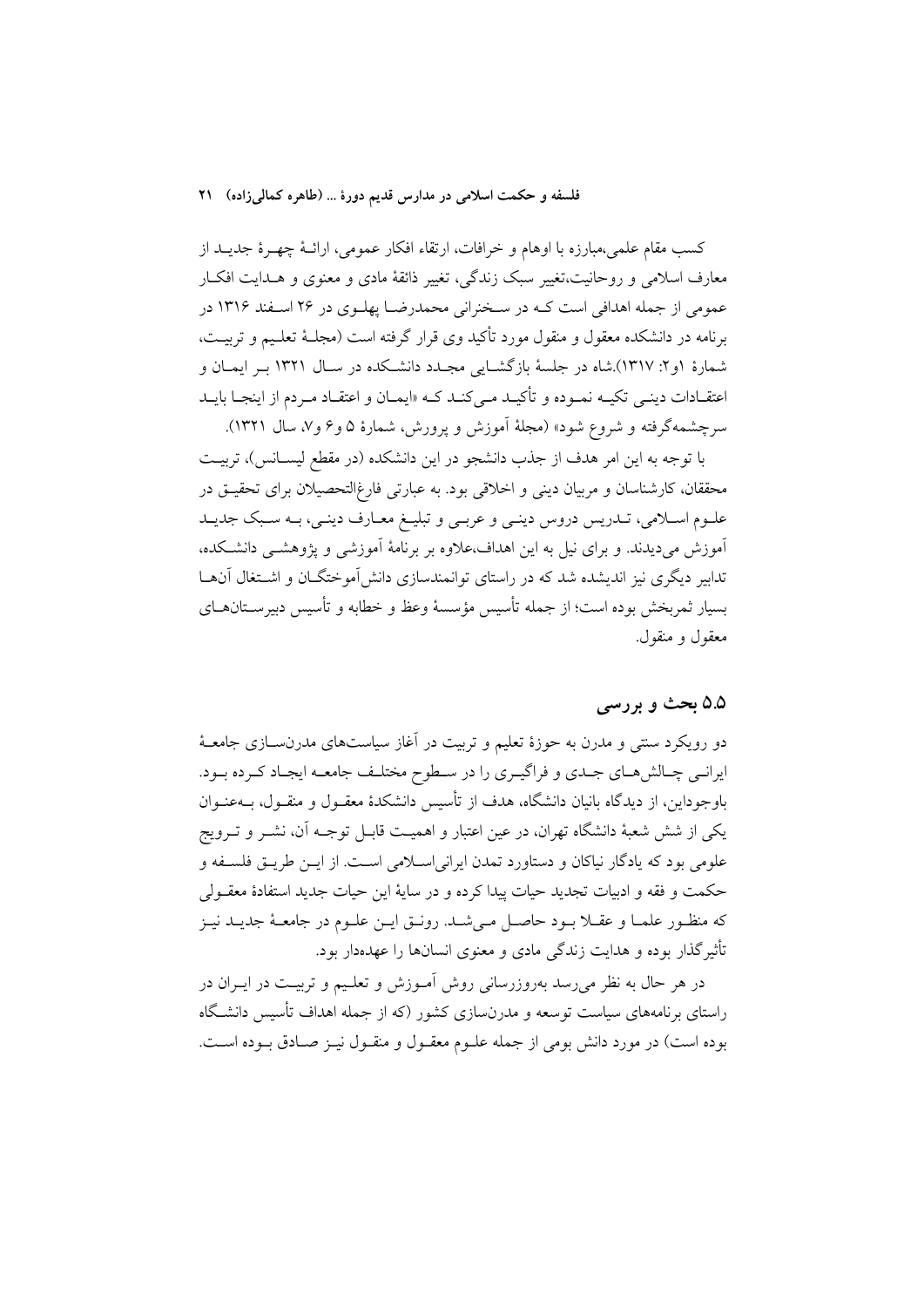کسب مقام علمی،مبارزه با اوهام و خرافات، ارتقاء افکار عمومی، ارائهٔ چهرهٔ جدید از معارف اسلامی و روحانیت،تغییر سبک زندگی، تغییر ذائقهٔ مادی و معنوی و هدایت افکار عمومی از جمله اهدافی است که در سخنرانی محمدرضا پهلوی در ۲۶ اسفند ۱۳۱۶ در برنامه در دانشکده معقول و منقول مورد تأکید وی قرار گرفته است (مجلهٔ تعلیم و تربیت، شمارهٔ ۱و۲: ۱۳۱۷).شاه در جلسهٔ بازگشایی مجدد دانشکده در سال ۱۳۲۱ بر ایمان و اعتقادات دینی تکیه نموده و تأکید می‌کند که «ایمان و اعتقاد مردم از اینجا باید سرچشمه‌گرفته و شروع شود» (مجلهٔ آموزش و پرورش، شمارهٔ ۵ و۶ و۷، سال ۱۳۲۱).

با توجه به این امر هدف از جذب دانشجو در این دانشکده (در مقطع لیسانس)، تربیت محققان، کارشناسان و مربیان دینی و اخلاقی بود. به عبارتی فارغ‌التحصیلان برای تحقیق در علوم اسلامی، تدریس دروس دینی و عربی و تبلیغ معارف دینی، به سبک جدید آموزش می‌دیدند. و برای نیل به این اهداف،علاوه بر برنامهٔ آموزشی و پژوهشی دانشکده، تدابیر دیگری نیز اندیشده شد که در راستای توانمندسازی دانش‌آموختگان و اشتغال آن‌ها بسیار ثمربخش بوده است؛ از جمله تأسیس مؤسسهٔ وعظ و خطابه و تأسیس دبیرستان‌های معقول و منقول.

## ۵.۵ بحث و بررسی

دو رویکرد سنتی و مدرن به حوزهٔ تعلیم و تربیت در آغاز سیاست‌های مدرن‌سازی جامعهٔ ایرانی چالش‌های جدی و فراگیری را در سطوح مختلف جامعه ایجاد کرده بود. باوجوداین، از دیدگاه بانیان دانشگاه، هدف از تأسیس دانشکدهٔ معقول و منقول، به‌عنوان یکی از شش شعبهٔ دانشگاه تهران، در عین اعتبار و اهمیت قابل توجه آن، نشر و ترویج علومی بود که یادگار نیاکان و دستاورد تمدن ایرانی‌اسلامی است. از این طریق فلسفه و حکمت و فقه و ادبیات تجدید حیات پیدا کرده و در سایهٔ این حیات جدید استفادهٔ معقولی که منظور علما و عقلا بود حاصل می‌شد. رونق این علوم در جامعهٔ جدید نیز تأثیرگذار بوده و هدایت زندگی مادی و معنوی انسانها را عهده‌دار بود.

در هر حال به نظر می‌رسد به‌روزرسانی روش آموزش و تعلیم و تربیت در ایران در راستای برنامه‌های سیاست توسعه و مدرن‌سازی کشور (که از جمله اهداف تأسیس دانشگاه بوده است) در مورد دانش بومی از جمله علوم معقول و منقول نیز صادق بوده است.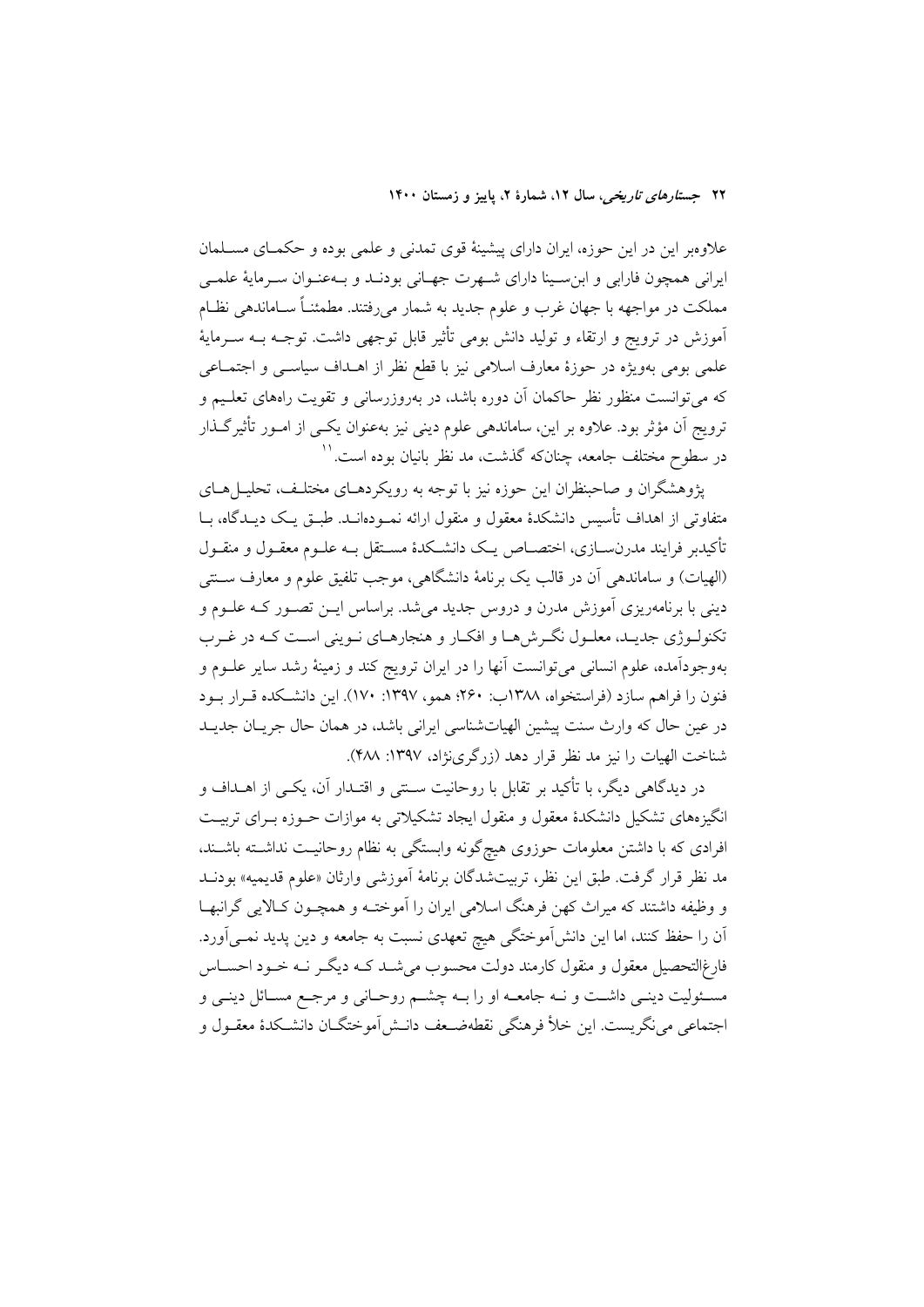علاوه‌بر این در این حوزه، ایران دارای پیشینهٔ قوی تمدنی و علمی بوده و حکمای مسلمان ایرانی همچون فارابی و ابن‌سینا دارای شهرت جهانی بودند و به‌عنوان سرمایهٔ علمی مملکت در مواجهه با جهان غرب و علوم جدید به شمار می‌رفتند. مطمئناً ساماندهی نظام آموزش در ترویج و ارتقاء و تولید دانش بومی تأثیر قابل توجهی داشت. توجه به سرمایهٔ علمی بومی به‌ویژه در حوزهٔ معارف اسلامی نیز با قطع نظر از اهداف سیاسی و اجتماعی که می‌توانست منظور نظر حاکمان آن دوره باشد، در به‌روزرسانی و تقویت راه‌های تعلیم و ترویج آن مؤثر بود. علاوه بر این، ساماندهی علوم دینی نیز به‌عنوان یکی از امور تأثیرگذار در سطوح مختلف جامعه، چنان‌که گذشت، مد نظر بانیان بوده است.[11]

پژوهشگران و صاحبنظران این حوزه نیز با توجه به رویکردهای مختلف، تحلیل‌های متفاوتی از اهداف تأسیس دانشکدهٔ معقول و منقول ارائه نموده‌اند. طبق یک دیدگاه، با تأکیدبر فرایند مدرن‌سازی، اختصاص یک دانشکدهٔ مستقل به علوم معقول و منقول (الهیات) و ساماندهی آن در قالب یک برنامهٔ دانشگاهی، موجب تلفیق علوم و معارف سنتی دینی با برنامه‌ریزی آموزش مدرن و دروس جدید می‌شد. براساس این تصور که علوم و تکنولوژی جدید، معلول نگرش‌ها و افکار و هنجارهای نوینی است که در غرب به‌وجودآمده، علوم انسانی می‌توانست آنها را در ایران ترویج کند و زمینهٔ رشد سایر علوم و فنون را فراهم سازد (فراستخواه، ۱۳۸۸ب: ۲۶۰؛ همو، ۱۳۹۷: ۱۷۰). این دانشکده قرار بود در عین حال که وارث سنت پیشین الهیات‌شناسی ایرانی باشد، در همان حال جریان جدید شناخت الهیات را نیز مد نظر قرار دهد (زرگری‌نژاد، ۱۳۹۷: ۴۸۸).

در دیدگاهی دیگر، با تأکید بر تقابل با روحانیت سنتی و اقتدار آن، یکی از اهداف و انگیزه‌های تشکیل دانشکدهٔ معقول و منقول ایجاد تشکیلاتی به موازات حوزه برای تربیت افرادی که با داشتن معلومات حوزوی هیچ‌گونه وابستگی به نظام روحانیت نداشته باشند، مد نظر قرار گرفت. طبق این نظر، تربیت‌شدگان برنامهٔ آموزشی وارثان «علوم قدیمیه» بودند و وظیفه داشتند که میراث کهن فرهنگ اسلامی ایران را آموخته و همچون کالایی گرانبها آن را حفظ کنند، اما این دانش‌آموختگی هیچ تعهدی نسبت به جامعه و دین پدید نمی‌آورد. فارغ‌التحصیل معقول و منقول کارمند دولت محسوب می‌شد که دیگر نه خود احساس مسئولیت دینی داشت و نه جامعه او را به چشم روحانی و مرجع مسائل دینی و اجتماعی می‌نگریست. این خلأ فرهنگی نقطه‌ضعف دانش‌آموختگان دانشکدهٔ معقول و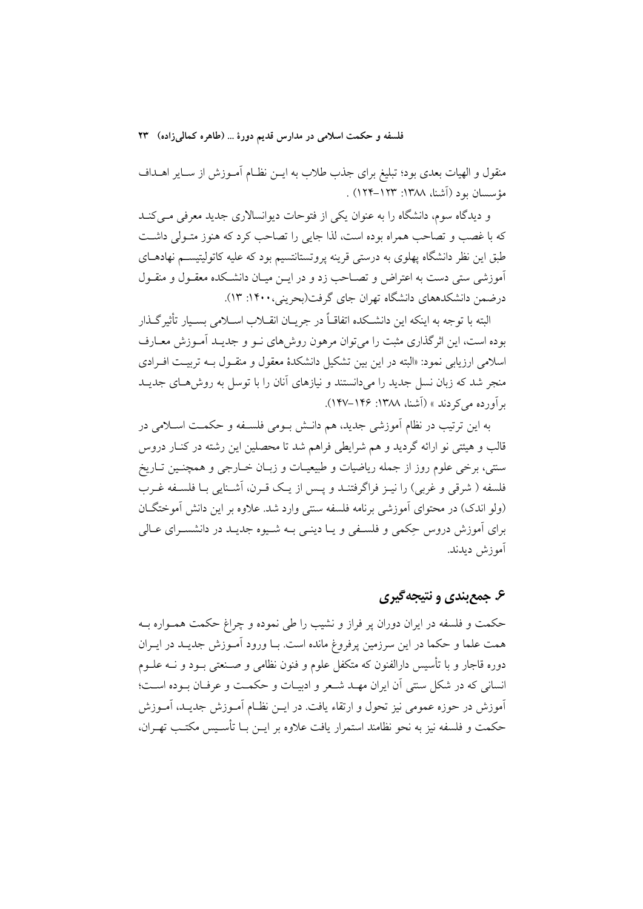منقول و الهیات بعدی بود؛ تبلیغ برای جذب طلاب به این نظام آموزش از سایر اهداف مؤسسان بود (آشنا، ۱۳۸۸: ۱۲۳-۱۲۴) .

و دیدگاه سوم، دانشگاه را به عنوان یکی از فتوحات دیوانسالاری جدید معرفی می‌کند که با غصب و تصاحب همراه بوده است، لذا جایی را تصاحب کرد که هنوز متولی داشت طبق این نظر دانشگاه پهلوی به درستی قرینه پروتستانتیسم بود که علیه کاتولیتیسم نهادهای آموزشی ستی دست به اعتراض و تصاحب زد و در این میان دانشکده معقول و منقول درضمن دانشکدههای دانشگاه تهران جای گرفت(بحرینی،۱۴۰۰: ۱۳).

البته با توجه به اینکه این دانشکده اتفاقاً در جریان انقلاب اسلامی بسیار تأثیرگذار بوده است، این اثرگذاری مثبت را می‌توان مرهون روش‌های نو و جدید آموزش معارف اسلامی ارزیابی نمود: «البته در این بین تشکیل دانشکدهٔ معقول و منقول به تربیت افرادی منجر شد که زبان نسل جدید را می‌دانستند و نیازهای آنان را با توسل به روش‌های جدید برآورده می‌کردند » (آشنا، ۱۳۸۸: ۱۴۶-۱۴۷).

به این ترتیب در نظام آموزشی جدید، هم دانش بومی فلسفه و حکمت اسلامی در قالب و هیئتی نو ارائه گردید و هم شرایطی فراهم شد تا محصلین این رشته در کنار دروس سنتی، برخی علوم روز از جمله ریاضیات و طبیعیات و زبان خارجی و همچنین تاریخ فلسفه ( شرقی و غربی) را نیز فراگرفتند و پس از یک قرن، آشنایی با فلسفه غرب (ولو اندک) در محتوای آموزشی برنامه فلسفه سنتی وارد شد. علاوه بر این دانش آموختگان برای آموزش دروس حِکمی و فلسفی و یا دینی به شیوه جدید در دانشسرای عالی آموزش دیدند.

## ۶. جمع‌بندی و نتیجه‌گیری

حکمت و فلسفه در ایران دوران پر فراز و نشیب را طی نموده و چراغ حکمت همواره به همت علما و حکما در این سرزمین پرفروغ مانده است. با ورود آموزش جدید در ایران دوره قاجار و با تأسیس دارالفنون که متکفل علوم و فنون نظامی و صنعتی بود و نه علوم انسانی که در شکل سنتی آن ایران مهد شعر و ادبیات و حکمت و عرفان بوده است؛ آموزش در حوزه عمومی نیز تحول و ارتقاء یافت. در این نظام آموزش جدید، آموزش حکمت و فلسفه نیز به نحو نظامند استمرار یافت علاوه بر این با تأسیس مکتب تهران،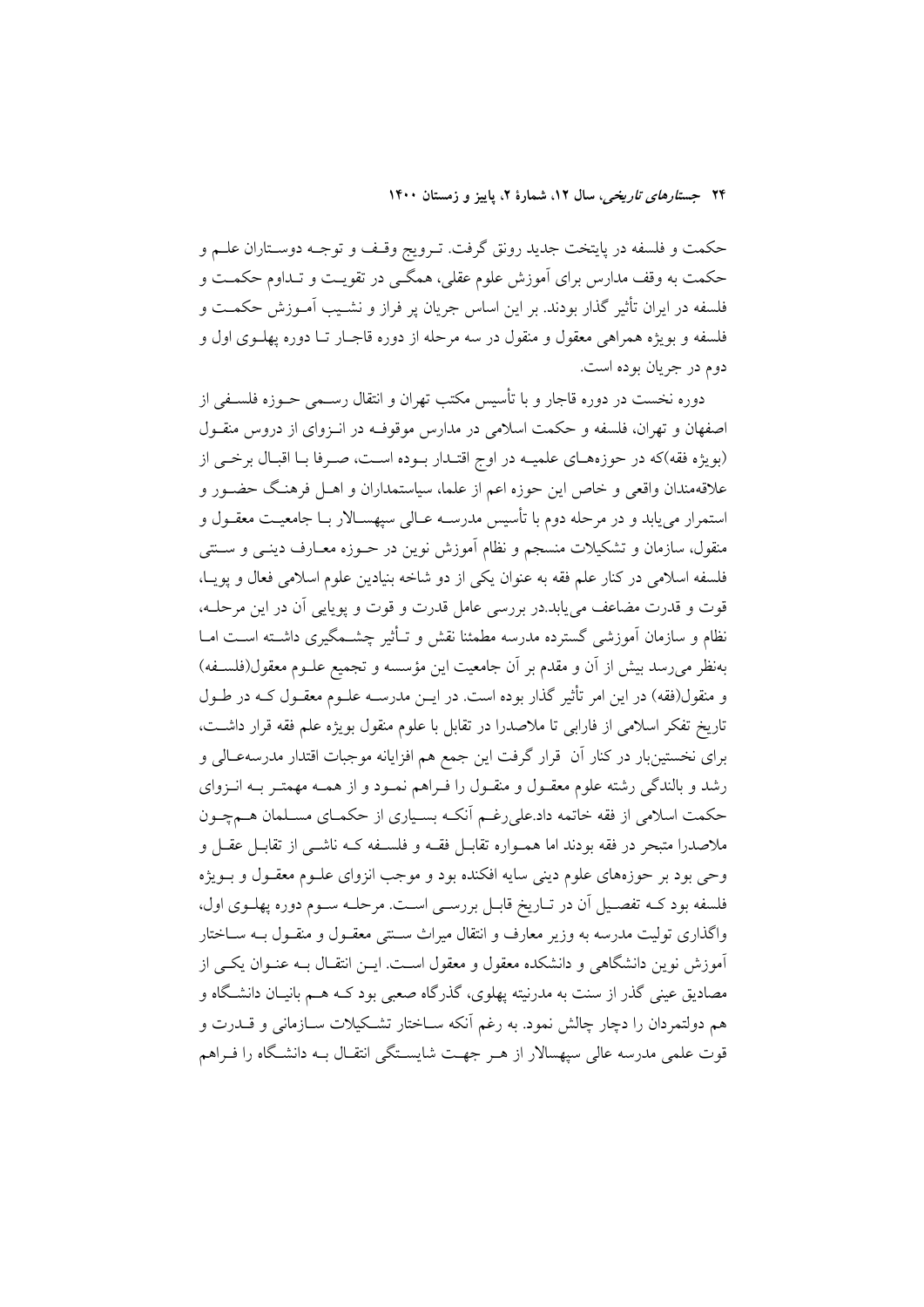حکمت و فلسفه در پایتخت جدید رونق گرفت. ترویج وقف و توجه دوستاران علم و حکمت به وقف مدارس برای آموزش علوم عقلی، همگی در تقویت و تداوم حکمت و فلسفه در ایران تأثیر گذار بودند. بر این اساس جریان پر فراز و نشیب آموزش حکمت و فلسفه و بویژه همراهی معقول و منقول در سه مرحله از دوره قاجار تا دوره پهلوی اول و دوم در جریان بوده است.

دوره نخست در دوره قاجار و با تأسیس مکتب تهران و انتقال رسمی حوزه فلسفی از اصفهان و تهران، فلسفه و حکمت اسلامی در مدارس موقوفه در انزوای از دروس منقول (بویژه فقه)که در حوزه‌های علمیه در اوج اقتدار بوده است، صرفا با اقبال برخی از علاقه‌مندان واقعی و خاص این حوزه اعم از علما، سیاستمداران و اهل فرهنگ حضور و استمرار می‌یابد و در مرحله دوم با تأسیس مدرسه عالی سپهسالار با جامعیت معقول و منقول، سازمان و تشکیلات منسجم و نظام آموزش نوین در حوزه معارف دینی و سنتی فلسفه اسلامی در کنار علم فقه به عنوان یکی از دو شاخه بنیادین علوم اسلامی فعال و پویا، قوت و قدرت مضاعف می‌یابد.در بررسی عامل قدرت و قوت و پویایی آن در این مرحله، نظام و سازمان آموزشی گسترده مدرسه مطمئنا نقش و تأثیر چشمگیری داشته است اما به‌نظر می‌رسد بیش از آن و مقدم بر آن جامعیت این مؤسسه و تجمیع علوم معقول(فلسفه) و منقول(فقه) در این امر تأثیر گذار بوده است. در این مدرسه علوم معقول که در طول تاریخ تفکر اسلامی از فارابی تا ملاصدرا در تقابل با علوم منقول بویژه علم فقه قرار داشت، برای نخستین‌بار در کنار آن قرار گرفت این جمع هم افزایانه موجبات اقتدار مدرسه‌عالی و رشد و بالندگی رشته علوم معقول و منقول را فراهم نمود و از همه مهمتر به انزوای حکمت اسلامی از فقه خاتمه داد.علی‌رغم آنکه بسیاری از حکمای مسلمان همچون ملاصدرا متبحر در فقه بودند اما همواره تقابل فقه و فلسفه که ناشی از تقابل عقل و وحی بود بر حوزه‌های علوم دینی سایه افکنده بود و موجب انزوای علوم معقول و بویژه فلسفه بود که تفصیل آن در تاریخ قابل بررسی است. مرحله سوم دوره پهلوی اول، واگذاری تولیت مدرسه به وزیر معارف و انتقال میراث سنتی معقول و منقول به ساختار آموزش نوین دانشگاهی و دانشکده معقول و معقول است. این انتقال به عنوان یکی از مصادیق عینی گذر از سنت به مدرنیته پهلوی، گذرگاه صعبی بود که هم بانیان دانشگاه و هم دولتمردان را دچار چالش نمود. به رغم آنکه ساختار تشکیلات سازمانی و قدرت و قوت علمی مدرسه عالی سپهسالار از هر جهت شایستگی انتقال به دانشگاه را فراهم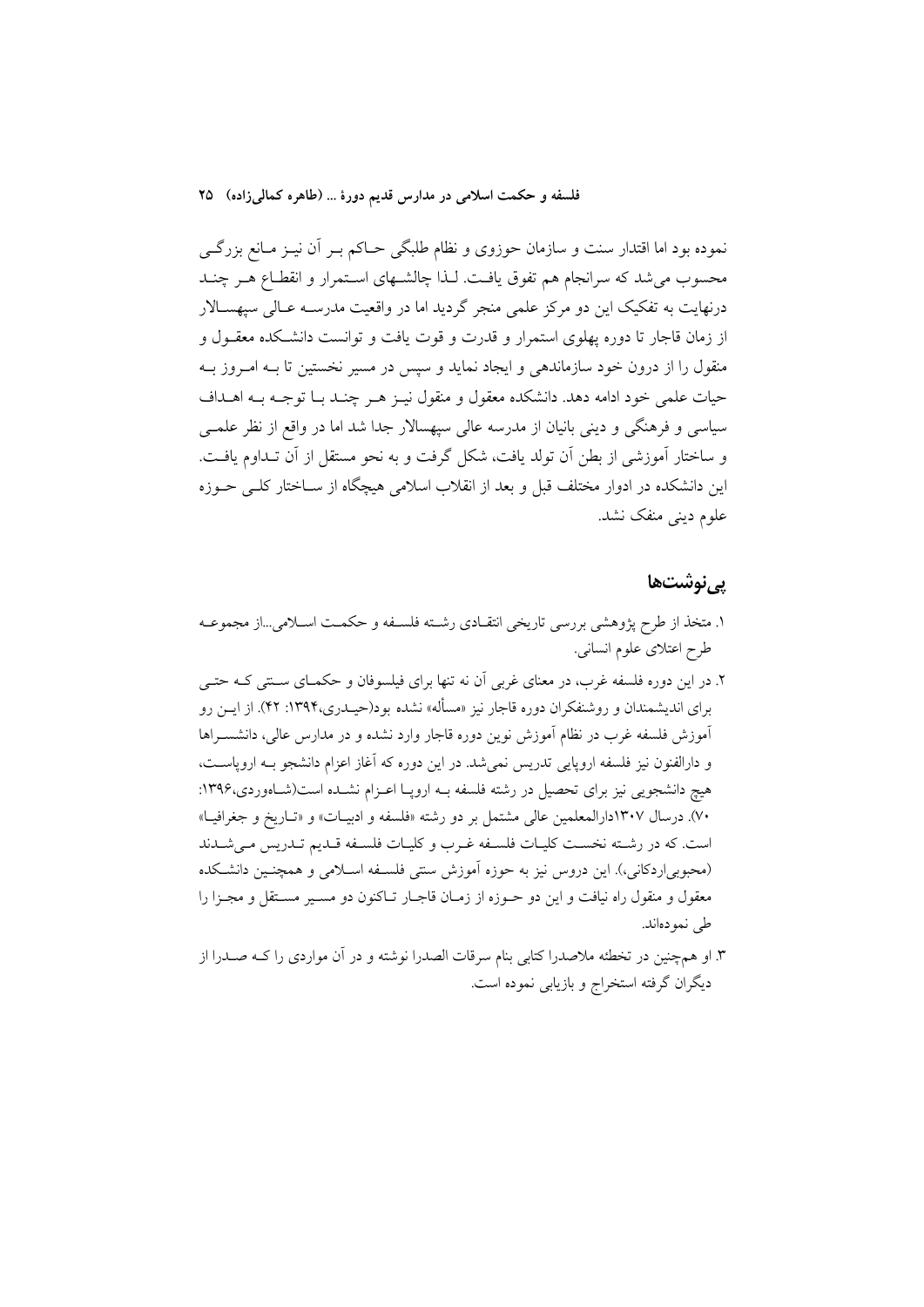نموده بود اما اقتدار سنت و سازمان حوزوی و نظام طلبگی حاکم بر آن نیز مانع بزرگی محسوب می‌شد که سرانجام هم تفوق یافت. لذا چالشهای استمرار و انقطاع هر چند درنهایت به تفکیک این دو مرکز علمی منجر گردید اما در واقعیت مدرسه عالی سپهسالار از زمان قاجار تا دوره پهلوی استمرار و قدرت و قوت یافت و توانست دانشکده معقول و منقول را از درون خود سازماندهی و ایجاد نماید و سپس در مسیر نخستین تا به امروز به حیات علمی خود ادامه دهد. دانشکده معقول و منقول نیز هر چند با توجه به اهداف سیاسی و فرهنگی و دینی بانیان از مدرسه عالی سپهسالار جدا شد اما در واقع از نظر علمی و ساختار آموزشی از بطن آن تولد یافت، شکل گرفت و به نحو مستقل از آن تداوم یافت. این دانشکده در ادوار مختلف قبل و بعد از انقلاب اسلامی هیچگاه از ساختار کلی حوزه علوم دینی منفک نشد.

## پی‌نوشت‌ها

۱. متخذ از طرح پژوهشی بررسی تاریخی انتقادی رشته فلسفه و حکمت اسلامی...از مجموعه طرح اعتلای علوم انسانی.

۲. در این دوره فلسفه غرب، در معنای غربی آن نه تنها برای فیلسوفان و حکمای سنتی که حتی برای اندیشمندان و روشنفکران دوره قاجار نیز «مسأله» نشده بود(حیدری،۱۳۹۴: ۴۲). از این رو آموزش فلسفه غرب در نظام آموزش نوین دوره قاجار وارد نشده و در مدارس عالی، دانشسراها و دارالفنون نیز فلسفه اروپایی تدریس نمی‌شد. در این دوره که آغاز اعزام دانشجو به اروپاست، هیچ دانشجویی نیز برای تحصیل در رشته فلسفه به اروپا اعزام نشده است(شاهوردی،۱۳۹۶: ۷۰). درسال ۱۳۰۷دارالمعلمین عالی مشتمل بر دو رشته «فلسفه و ادبیات» و «تاریخ و جغرافیا» است. که در رشته نخست کلیات فلسفه غرب و کلیات فلسفه قدیم تدریس می‌شدند (محبوبی‌اردکانی،). این دروس نیز به حوزه آموزش سنتی فلسفه اسلامی و همچنین دانشکده معقول و منقول راه نیافت و این دو حوزه از زمان قاجار تاکنون دو مسیر مستقل و مجزا را طی نموده‌اند.

۳. او هم‌چنین در تخطئه ملاصدرا کتابی بنام سرقات الصدرا نوشته و در آن مواردی را که صدرا از دیگران گرفته استخراج و بازیابی نموده است.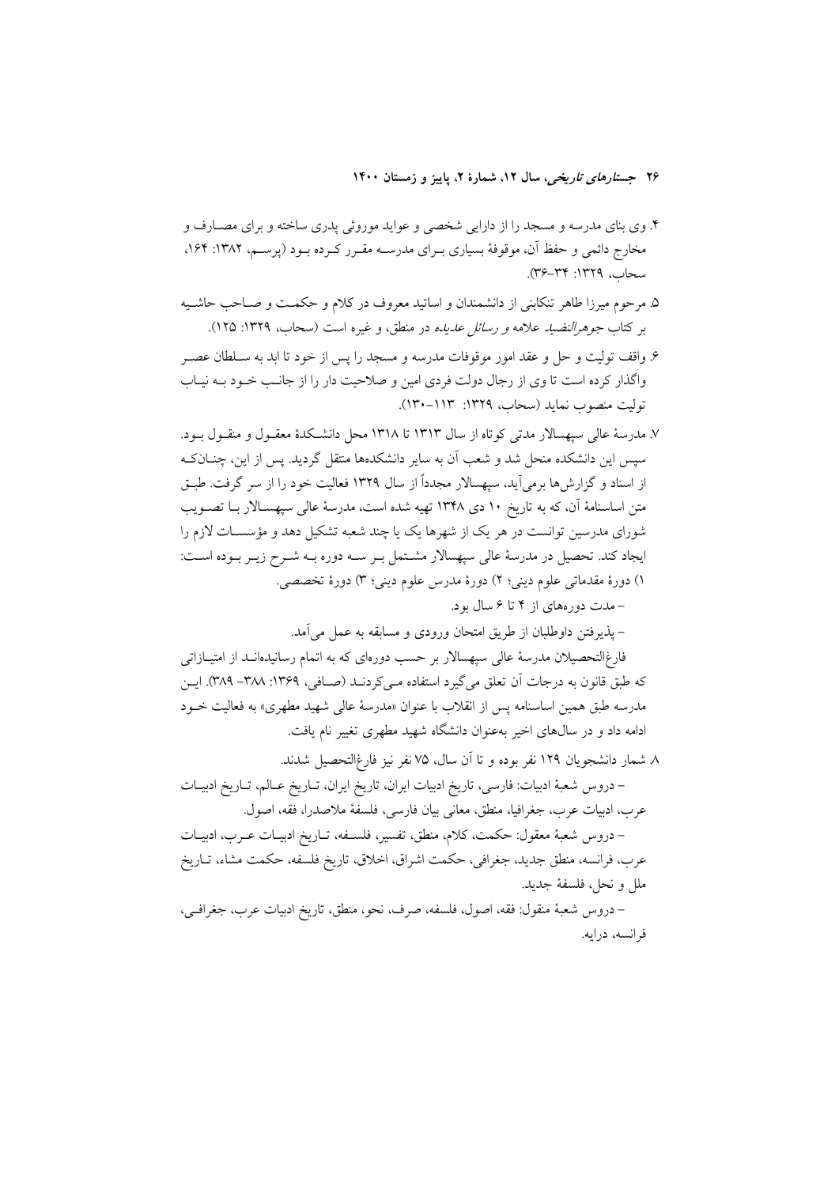۴. وی بنای مدرسه و مسجد را از دارایی شخصی و عواید موروثی پدری ساخته و برای مصارف و مخارج دائمی و حفظ آن، موقوفهٔ بسیاری برای مدرسه مقرر کرده بود (پرسم، ۱۳۸۲: ۱۶۴، سحاب، ۱۳۲۹: ۳۴-۳۶).

۵. مرحوم میرزا طاهر تنکابنی از دانشمندان و اساتید معروف در کلام و حکمت و صاحب حاشیه بر کتاب *جوهرالنضید* علامه و *رسائل عدیده* در منطق، و غیره است (سحاب، ۱۳۲۹: ۱۲۵).

۶. واقف تولیت و حل و عقد امور موقوفات مدرسه و مسجد را پس از خود تا ابد به سلطان عصر واگذار کرده است تا وی از رجال دولت فردی امین و صلاحیت دار را از جانب خود به نیاب تولیت منصوب نماید (سحاب، ۱۳۲۹: ۱۱۳-۱۳۰).

۷. مدرسهٔ عالی سپهسالار مدتی کوتاه از سال ۱۳۱۳ تا ۱۳۱۸ محل دانشکدهٔ معقول و منقول بود. سپس این دانشکده منحل شد و شعب آن به سایر دانشکده‌ها منتقل گردید. پس از این، چنانکه از اسناد و گزارش‌ها برمی‌آید، سپهسالار مجدداً از سال ۱۳۲۹ فعالیت خود را از سر گرفت. طبق متن اساسنامهٔ آن، که به تاریخ ۱۰ دی ۱۳۴۸ تهیه شده است، مدرسهٔ عالی سپهسالار با تصویب شورای مدرسین توانست در هر یک از شهرها یک یا چند شعبه تشکیل دهد و مؤسسات لازم را ایجاد کند. تحصیل در مدرسهٔ عالی سپهسالار مشتمل بر سه دوره به شرح زیر بوده است: ۱) دورهٔ مقدماتی علوم دینی؛ ۲) دورهٔ مدرس علوم دینی؛ ۳) دورهٔ تخصصی.

– مدت دوره‌های از ۴ تا ۶ سال بود.

– پذیرفتن داوطلبان از طریق امتحان ورودی و مسابقه به عمل می‌آمد.

فارغ‌التحصیلان مدرسهٔ عالی سپهسالار بر حسب دوره‌ای که به اتمام رسانیده‌اند از امتیازاتی که طبق قانون به درجات آن تعلق می‌گیرد استفاده می‌کردند (صافی، ۱۳۶۹: ۳۸۸- ۳۸۹). این مدرسه طبق همین اساسنامه پس از انقلاب با عنوان «مدرسهٔ عالی شهید مطهری» به فعالیت خود ادامه داد و در سال‌های اخیر به‌عنوان دانشگاه شهید مطهری تغییر نام یافت.

۸. شمار دانشجویان ۱۲۹ نفر بوده و تا آن سال، ۷۵ نفر نیز فارغ‌التحصیل شدند.

– دروس شعبهٔ ادبیات: فارسی، تاریخ ادبیات ایران، تاریخ ایران، تاریخ عالم، تاریخ ادبیات عرب، ادبیات عرب، جغرافیا، منطق، معانی بیان فارسی، فلسفهٔ ملاصدرا، فقه، اصول.

– دروس شعبهٔ معقول: حکمت، کلام، منطق، تفسیر، فلسفه، تاریخ ادبیات عرب، ادبیات عرب، فرانسه، منطق جدید، جغرافی، حکمت اشراق، اخلاق، تاریخ فلسفه، حکمت مشاء، تاریخ ملل و نحل، فلسفهٔ جدید.

– دروس شعبهٔ منقول: فقه، اصول، فلسفه، صرف، نحو، منطق، تاریخ ادبیات عرب، جغرافی، فرانسه، درایه.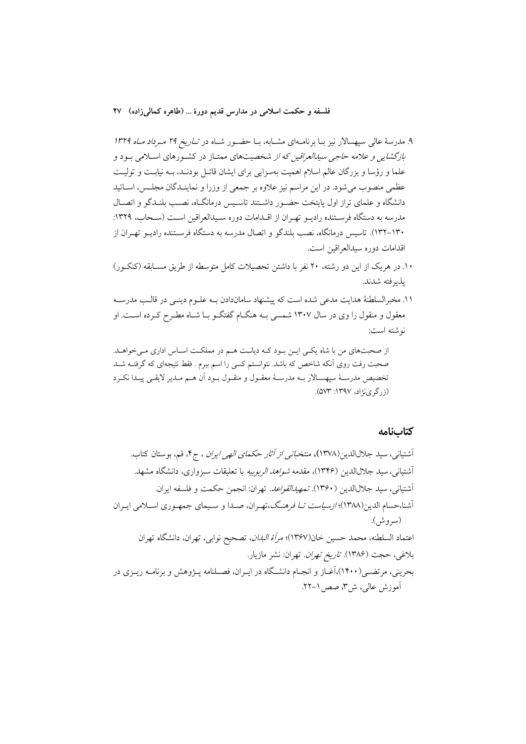۹. مدرسهٔ عالی سپهسالار نیز بـا برنامـه‌ای مشـابه، بـا حضـور شـاه در *تـاریخ ۲۹ مـرداد مـاه ۱۳۲۹ بازگشایی و علامه حاجی سیدالعراقین که از* شخصیت‌های ممتـاز در کشـورهای اسـلامی بـود و علما و رؤسا و بزرگان عالم اسلام اهمیت به‌سزایی برای ایشان قائـل بودنـد، بـه نیابـت و تولیـت عظمی منصوب می‌شود. در این مراسم نیز علاوه بر جمعی از وزرا و نماینـدگان مجلـس، اسـاتید دانشگاه و علمای تراز اول پایتخت حضـور داشـتند تاسـیس درمانگـاه، نصـب بلنـدگو و اتصـال مدرسه به دستگاه فرسـتنده رادیـو تهـران از اقـدامات دوره سـیدالعراقین اسـت (سـحاب، ۱۳۲۹: ۱۳۰-۱۳۲). تاسیس درمانگاه، نصب بلندگو و اتصال مدرسه به دستگاه فرسـتنده رادیـو تهـران از اقدامات دوره سیدالعراقین است.

۱۰. در هریک از این دو رشته، ۲۰ نفر با داشتن تحصیلات کامل متوسطه از طریق مسـابقه (کنکـور) پذیرفته شدند.

۱۱. مخبرالسلطنهٔ هدایت مدعی شده است که پیشنهاد سامان‌دادن بـه علـوم دینـی در قالـب مدرسـه معقول و منقول را وی در سال ۱۳۰۷ شمسی بـه هنگـام گفتگـو بـا شـاه مطـرح کـرده اسـت. او نوشته است:

> از صحبت‌های من با شاه یکـی ایـن بـود کـه دیانـت هـم در مملکـت اسـاس اداری مـی‌خواهـد. صحبت رفت روی آنکه شاخص که باشد. نتوانستم کسی را اسم ببرم . فقط نتیجه‌ای که گرفتـه شـد تخصیص مدرسـهٔ سپهسـالار بـه مدرسـهٔ معقـول و منقـول بـود آن هـم مـدیر لایقـی پیـدا نکـرد (زرگری‌نژاد، ۱۳۹۷: ۵۷۳).

## کتاب‌نامه

آشتیانی، سید جلال‌الدین(۱۳۷۸)، *منتخباتی از آثار حکمای الهی ایران* ، ج۴، قم، بوستان کتاب.

آشتیانی، سید جلال‌الدین (۱۳۴۶)، مقدمه *شواهد الربوبیه* با تعلیقات سبزواری، دانشگاه مشهد.

آشتیانی، سید جلال‌الدین (۱۳۶۰). *تمهیدالقواعد*. تهران: انجمن حکمت و فلسفه ایران.

آشنا،حسام الدین(۱۳۸۸)؛ *ازسیاست تـا فرهنـگ*،تهـران، صـدا و سـیمای جمهـوری اسـلامی ایـران (سروش).

اعتماد السلطنه، محمد حسین خان(۱۳۶۷)؛ *مرآة البلدان*، تصحیح نوابی، تهران، دانشگاه تهران

بلاغی، حجت (۱۳۸۶). *تاریخ تهران*. تهران: نشر مازیار.

بحرینی، مرتضـی(۱۴۰۰)،آغـاز و انجـام دانشـگاه در ایـران، فصـلنامه پـژوهش و برنامـه ریـزی در آموزش عالی، ش۳، صص۱-۲۲.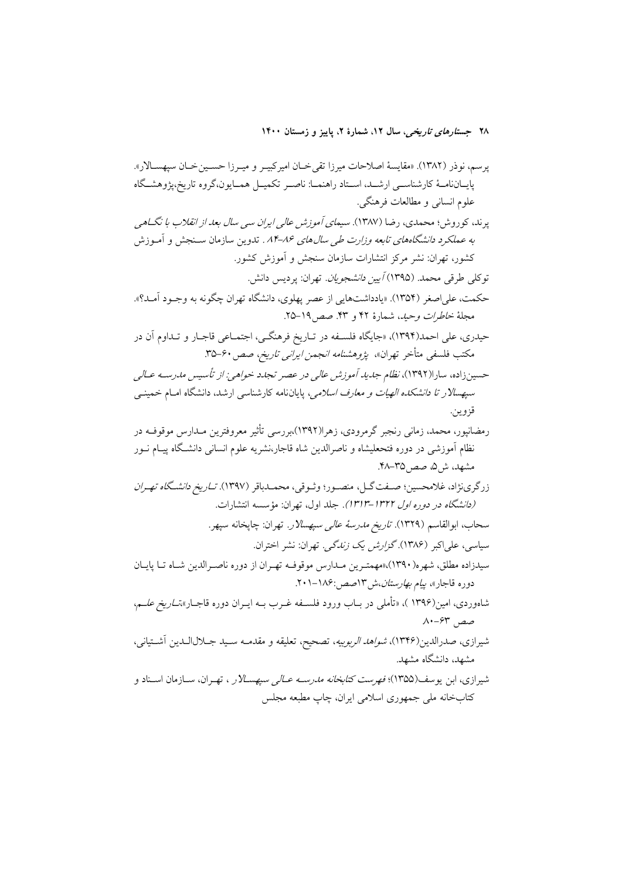پرسم، نوذر (۱۳۸۲). «مقایسهٔ اصلاحات میرزا تقی‌خان امیرکبیر و میرزا حسین‌خان سپهسالار». پایان‌نامهٔ کارشناسی ارشد، استاد راهنما: ناصر تکمیل همایون،گروه تاریخ،پژوهشگاه علوم انسانی و مطالعات فرهنگی.

پرند، کوروش؛ محمدی، رضا (۱۳۸۷). *سیمای آموزش عالی ایران سی سال بعد از انقلاب با نگاهی به عملکرد دانشگاه‌های تابعه وزارت طی سال‌های ۸۶-۸۴*. تدوین سازمان سنجش و آموزش کشور، تهران: نشر مرکز انتشارات سازمان سنجش و آموزش کشور.

توکلی طرقی محمد. (۱۳۹۵) *آیین دانشجویان*. تهران: پردیس دانش.

حکمت، علی‌اصغر (۱۳۵۴). «یادداشت‌هایی از عصر پهلوی، دانشگاه تهران چگونه به وجود آمد؟». مجلهٔ *خاطرات وحید*، شمارهٔ ۴۲ و ۴۳. صص۱۹-۲۵.

حیدری، علی احمد(۱۳۹۴)، «جایگاه فلسفه در تاریخ فرهنگی، اجتماعی قاجار و تداوم آن در مکتب فلسفی متأخر تهران». *پژوهشنامه انجمن ایرانی تاریخ*، صص۶۰-۳۵.

حسین‌زاده، سارا(۱۳۹۲)، *نظام جدید آموزش عالی در عصر تجدد خواهی: از تأسیس مدرسه عالی سپهسالار تا دانشکده الهیات و معارف اسلامی*، پایان‌نامه کارشناسی ارشد، دانشگاه امام خمینی قزوین.

رمضانپور، محمد، زمانی رنجبر گرمرودی، زهرا(۱۳۹۲)،بررسی تأثیر معروفترین مدارس موقوفه در نظام آموزشی در دوره فتحعلیشاه و ناصرالدین شاه قاجار،نشریه علوم انسانی دانشگاه پیام نور مشهد، ش۵، صص۳۵-۴۸.

زرگری‌نژاد، غلامحسین؛ صفت‌گل، منصور؛ وثوقی، محمدباقر (۱۳۹۷). *تاریخ دانشگاه تهران (دانشگاه در دوره اول ۱۳۲۲-۱۳۱۳)*. جلد اول، تهران: مؤسسه انتشارات.

سحاب، ابوالقاسم (۱۳۲۹). *تاریخ مدرسهٔ عالی سپهسالار*. تهران: چاپخانه سپهر.

سیاسی، علی‌اکبر (۱۳۸۶). *گزارش یک زندگی*. تهران: نشر اختران.

سیدزاده مطلق، شهره(۱۳۹۰)،«مهمترین مدارس موقوفه تهران از دوره ناصرالدین شاه تا پایان دوره قاجار»، *پیام بهارستان*،ش۱۳صص:۱۸۶-۲۰۱.

شاهوردی، امین(۱۳۹۶ )، «تأملی در باب ورود فلسفه غرب به ایران دوره قاجار»،*تاریخ علم*، صص ۶۳-۸۰

شیرازی، صدرالدین(۱۳۴۶)، *شواهد الربوبیه*، تصحیح، تعلیقه و مقدمه سید جلال‌الدین آشتیانی، مشهد، دانشگاه مشهد.

شیرازی، ابن یوسف(۱۳۵۵)؛ *فهرست کتابخانه مدرسه عالی سپهسالار*، تهران، سازمان اسناد و کتاب‌خانه ملی جمهوری اسلامی ایران، چاپ مطبعه مجلس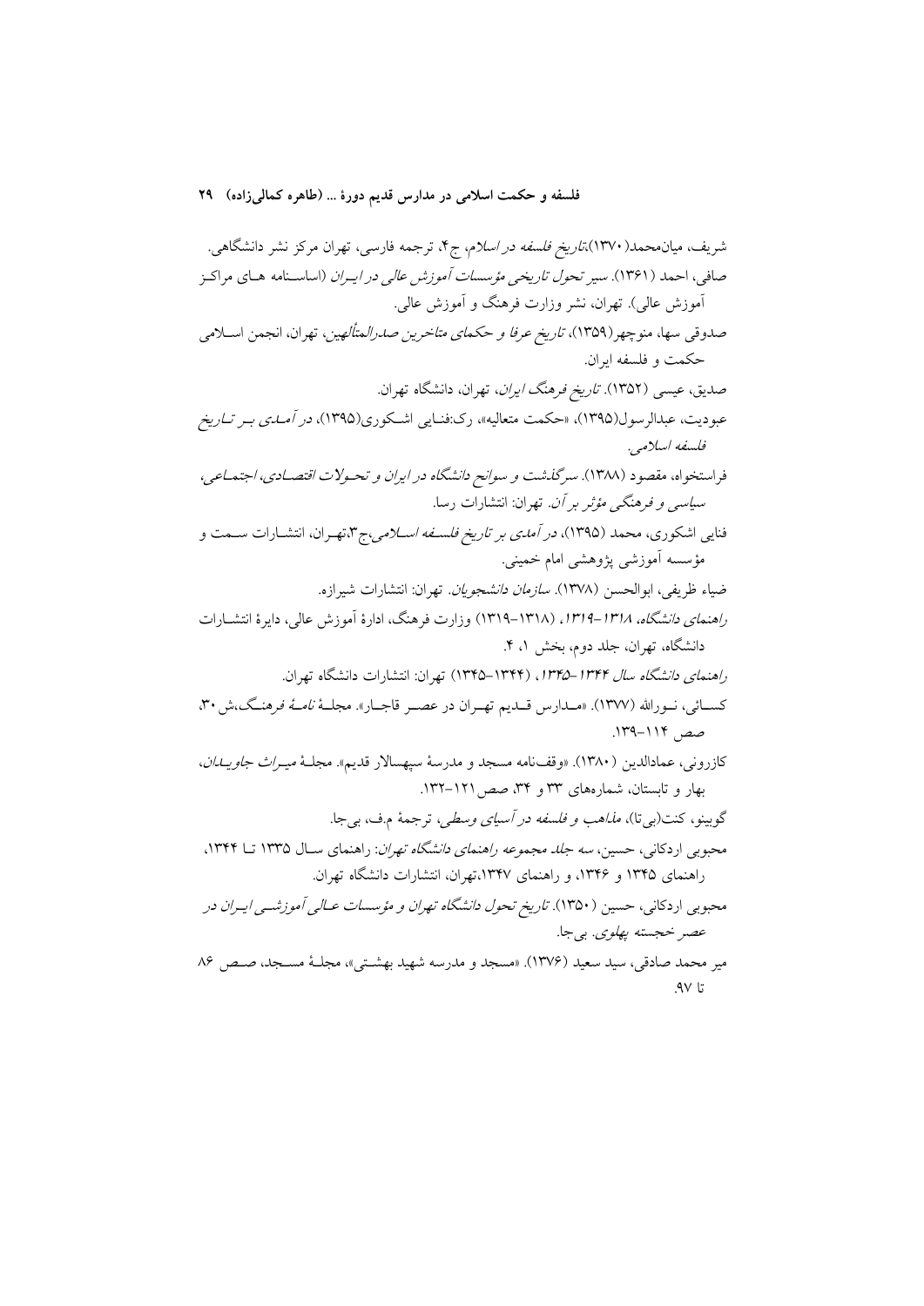شریف، میان‌محمد(۱۳۷۰)،*تاریخ فلسفه در اسلام*، ج۴، ترجمه فارسی، تهران مرکز نشر دانشگاهی.

صافی، احمد (۱۳۶۱). *سیر تحول تاریخی مؤسسات آموزش عالی در ایران* (اساسنامه های مراکز آموزش عالی). تهران، نشر وزارت فرهنگ و آموزش عالی.

صدوقی سها، منوچهر(۱۳۵۹)، *تاریخ عرفا و حکمای متاخرین صدرالمتألهین*، تهران، انجمن اسلامی حکمت و فلسفه ایران.

صدیق، عیسی (۱۳۵۲). *تاریخ فرهنگ ایران*، تهران، دانشگاه تهران.

عبودیت، عبدالرسول(۱۳۹۵)، «حکمت متعالیه»، رک:فنایی اشکوری(۱۳۹۵)، *در آمدی بر تاریخ فلسفه اسلامی*.

فراستخواه، مقصود (۱۳۸۸). *سرگذشت و سوانح دانشگاه در ایران و تحولات اقتصادی، اجتماعی، سیاسی و فرهنگی مؤثر بر آن*. تهران: انتشارات رسا.

فنایی اشکوری، محمد (۱۳۹۵)، *در آمدی بر تاریخ فلسفه اسلامی*،ج۳،تهران، انتشارات سمت و مؤسسه آموزشی پژوهشی امام خمینی.

ضیاء ظریفی، ابوالحسن (۱۳۷۸). *سازمان دانشجویان*. تهران: انتشارات شیرازه.

*راهنمای دانشگاه، ۱۳۱۸–۱۳۱۹*، (۱۳۱۸–۱۳۱۹) وزارت فرهنگ، ادارهٔ آموزش عالی، دایرهٔ انتشارات دانشگاه، تهران، جلد دوم، بخش ۱، ۴.

*راهنمای دانشگاه سال ۱۳۴۴–۱۳۴۵*، (۱۳۴۴–۱۳۴۵) تهران: انتشارات دانشگاه تهران.

کسائی، نورالله (۱۳۷۷). «مدارس قدیم تهران در عصر قاجار». مجلهٔ *نامهٔ فرهنگ*،ش ۳۰، صص ۱۱۴–۱۳۹.

کازرونی، عمادالدین (۱۳۸۰). «وقف‌نامه مسجد و مدرسهٔ سپهسالار قدیم». مجلهٔ *میراث جاویدان*، بهار و تابستان، شماره‌های ۳۳ و ۳۴، صص ۱۲۱–۱۳۲.

گوبینو، کنت(بی‌تا)، *مذاهب و فلسفه در آسیای وسطی*، ترجمهٔ م.ف، بی‌جا.

محبوبی اردکانی، حسین، *سه جلد مجموعه راهنمای دانشگاه تهران*: راهنمای سال ۱۳۳۵ تا ۱۳۴۴، راهنمای ۱۳۴۵ و ۱۳۴۶، و راهنمای ۱۳۴۷،تهران، انتشارات دانشگاه تهران.

محبوبی اردکانی، حسین (۱۳۵۰). *تاریخ تحول دانشگاه تهران و مؤسسات عالی آموزشی ایران در عصر خجسته پهلوی*. بی‌جا.

میر محمد صادقی، سید سعید (۱۳۷۶). «مسجد و مدرسه شهید بهشتی»، مجلهٔ مسجد، صص ۸۶ تا ۹۷.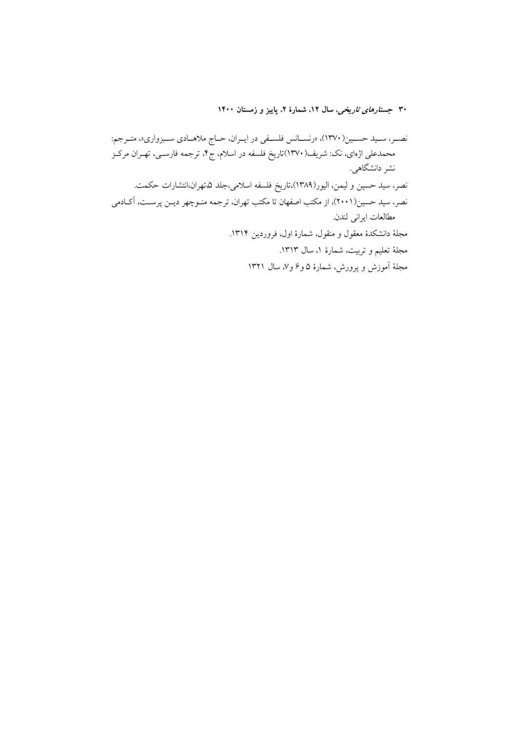نصر، سید حسین(۱۳۷۰)، «رنسانس فلسفی در ایران، حاج ملاهادی سبزواری»، مترجم: محمدعلی اژه‌ای، نک: شریف(۱۳۷۰)تاریخ فلسفه در اسلام، ج۴، ترجمه فارسی، تهران مرکز نشر دانشگاهی.

نصر، سید حسین و لیمن، الیور(۱۳۸۹)،تاریخ فلسفه اسلامی،جلد ۵،تهران،انتشارات حکمت.

نصر، سید حسین(۲۰۰۱)، از مکتب اصفهان تا مکتب تهران، ترجمه منوچهر دین پرست، آکادمی مطالعات ایرانی لندن.

مجلهٔ دانشکدهٔ معقول و منقول، شمارهٔ اول، فروردین ۱۳۱۴.

مجلهٔ تعلیم و تربیت، شمارهٔ ۱، سال ۱۳۱۳.

مجلهٔ آموزش و پرورش، شمارهٔ ۵ و۶ و۷، سال ۱۳۲۱